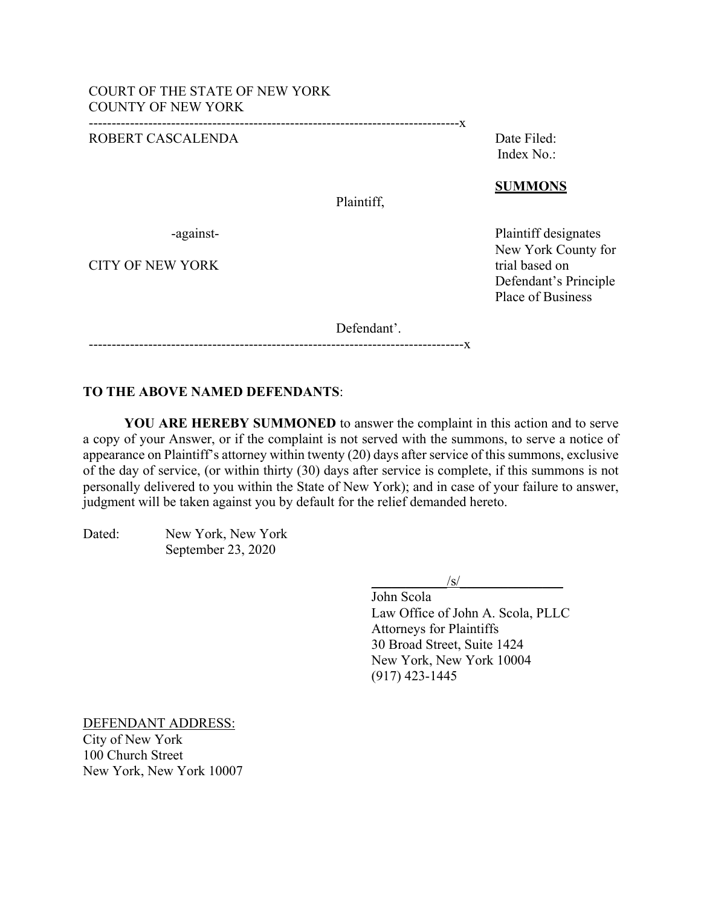COURT OF THE STATE OF NEW YORK
COUNTY OF NEW YORK

--------------------------------------------------------------------------------x

ROBERT CASCALENDA

Plaintiff,

-against-

CITY OF NEW YORK

Defendant'.

--------------------------------------------------------------------------------x

Date Filed:
Index No.:

**SUMMONS**

Plaintiff designates New York County for trial based on Defendant's Principle Place of Business

**TO THE ABOVE NAMED DEFENDANTS**:

**YOU ARE HEREBY SUMMONED** to answer the complaint in this action and to serve a copy of your Answer, or if the complaint is not served with the summons, to serve a notice of appearance on Plaintiff's attorney within twenty (20) days after service of this summons, exclusive of the day of service, (or within thirty (30) days after service is complete, if this summons is not personally delivered to you within the State of New York); and in case of your failure to answer, judgment will be taken against you by default for the relief demanded hereto.

Dated: New York, New York
September 23, 2020

/s/
John Scola
Law Office of John A. Scola, PLLC
Attorneys for Plaintiffs
30 Broad Street, Suite 1424
New York, New York 10004
(917) 423-1445

DEFENDANT ADDRESS:
City of New York
100 Church Street
New York, New York 10007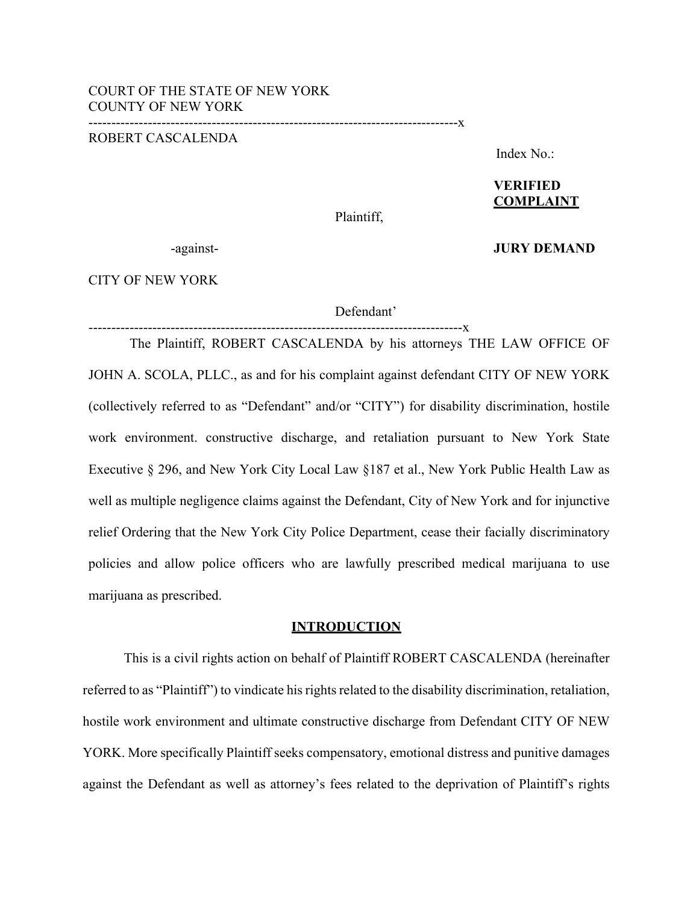COURT OF THE STATE OF NEW YORK
COUNTY OF NEW YORK

---

ROBERT CASCALENDA

Plaintiff,

-against-

CITY OF NEW YORK

Defendant'

---

Index No.:

**VERIFIED COMPLAINT**

**JURY DEMAND**

The Plaintiff, ROBERT CASCALENDA by his attorneys THE LAW OFFICE OF JOHN A. SCOLA, PLLC., as and for his complaint against defendant CITY OF NEW YORK (collectively referred to as "Defendant" and/or "CITY") for disability discrimination, hostile work environment. constructive discharge, and retaliation pursuant to New York State Executive § 296, and New York City Local Law §187 et al., New York Public Health Law as well as multiple negligence claims against the Defendant, City of New York and for injunctive relief Ordering that the New York City Police Department, cease their facially discriminatory policies and allow police officers who are lawfully prescribed medical marijuana to use marijuana as prescribed.

## INTRODUCTION

This is a civil rights action on behalf of Plaintiff ROBERT CASCALENDA (hereinafter referred to as "Plaintiff") to vindicate his rights related to the disability discrimination, retaliation, hostile work environment and ultimate constructive discharge from Defendant CITY OF NEW YORK. More specifically Plaintiff seeks compensatory, emotional distress and punitive damages against the Defendant as well as attorney's fees related to the deprivation of Plaintiff's rights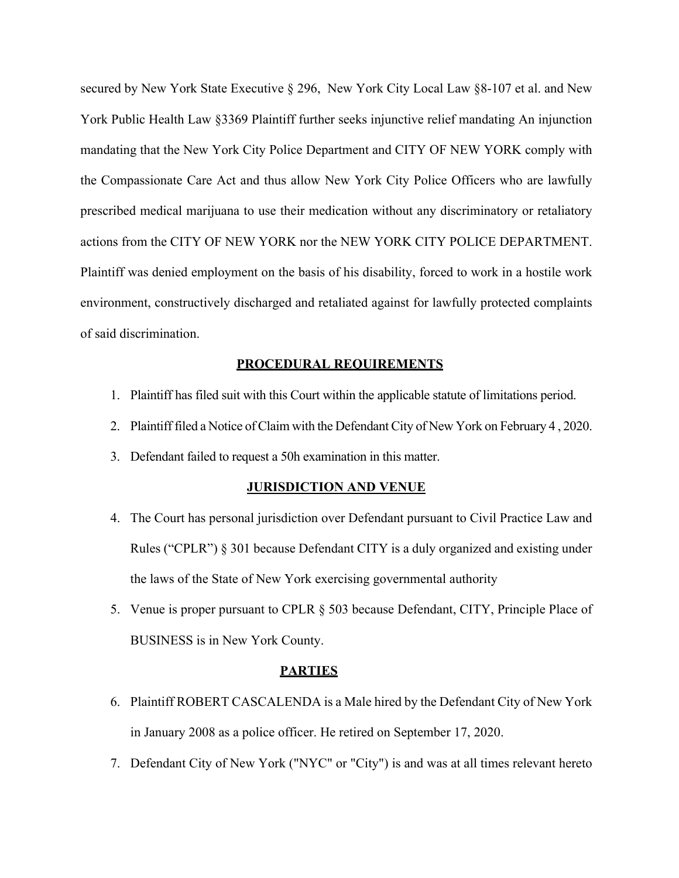secured by New York State Executive § 296, New York City Local Law §8-107 et al. and New York Public Health Law §3369 Plaintiff further seeks injunctive relief mandating An injunction mandating that the New York City Police Department and CITY OF NEW YORK comply with the Compassionate Care Act and thus allow New York City Police Officers who are lawfully prescribed medical marijuana to use their medication without any discriminatory or retaliatory actions from the CITY OF NEW YORK nor the NEW YORK CITY POLICE DEPARTMENT. Plaintiff was denied employment on the basis of his disability, forced to work in a hostile work environment, constructively discharged and retaliated against for lawfully protected complaints of said discrimination.

## PROCEDURAL REQUIREMENTS

1. Plaintiff has filed suit with this Court within the applicable statute of limitations period.
2. Plaintiff filed a Notice of Claim with the Defendant City of New York on February 4 , 2020.
3. Defendant failed to request a 50h examination in this matter.

## JURISDICTION AND VENUE

4. The Court has personal jurisdiction over Defendant pursuant to Civil Practice Law and Rules ("CPLR") § 301 because Defendant CITY is a duly organized and existing under the laws of the State of New York exercising governmental authority
5. Venue is proper pursuant to CPLR § 503 because Defendant, CITY, Principle Place of BUSINESS is in New York County.

## PARTIES

6. Plaintiff ROBERT CASCALENDA is a Male hired by the Defendant City of New York in January 2008 as a police officer. He retired on September 17, 2020.
7. Defendant City of New York ("NYC" or "City") is and was at all times relevant hereto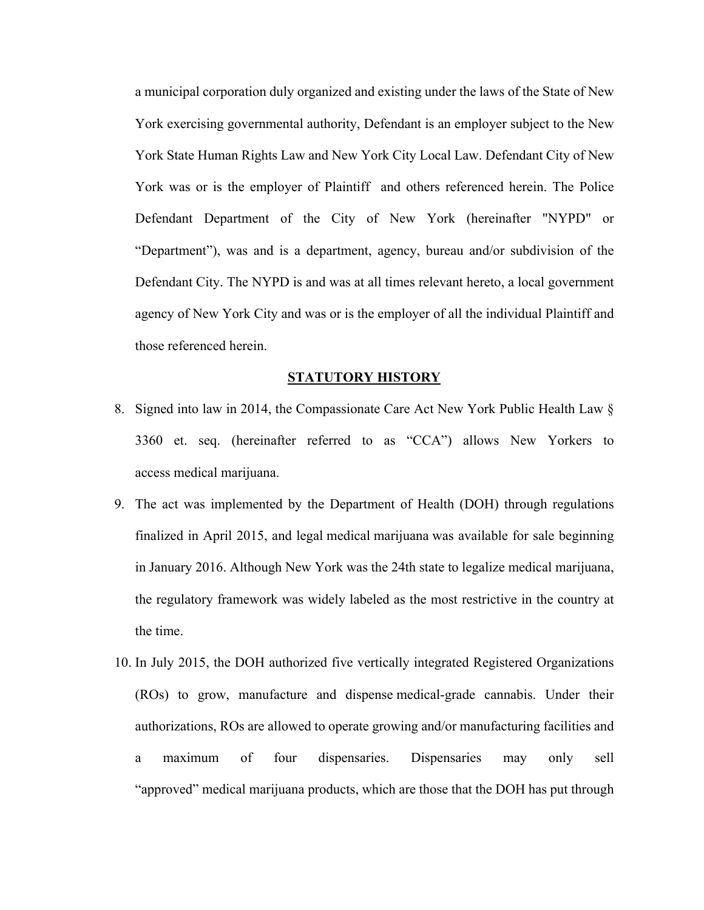a municipal corporation duly organized and existing under the laws of the State of New York exercising governmental authority, Defendant is an employer subject to the New York State Human Rights Law and New York City Local Law. Defendant City of New York was or is the employer of Plaintiff and others referenced herein. The Police Defendant Department of the City of New York (hereinafter "NYPD" or "Department"), was and is a department, agency, bureau and/or subdivision of the Defendant City. The NYPD is and was at all times relevant hereto, a local government agency of New York City and was or is the employer of all the individual Plaintiff and those referenced herein.

## STATUTORY HISTORY

8. Signed into law in 2014, the Compassionate Care Act New York Public Health Law § 3360 et. seq. (hereinafter referred to as "CCA") allows New Yorkers to access medical marijuana.

9. The act was implemented by the Department of Health (DOH) through regulations finalized in April 2015, and legal medical marijuana was available for sale beginning in January 2016. Although New York was the 24th state to legalize medical marijuana, the regulatory framework was widely labeled as the most restrictive in the country at the time.

10. In July 2015, the DOH authorized five vertically integrated Registered Organizations (ROs) to grow, manufacture and dispense medical-grade cannabis. Under their authorizations, ROs are allowed to operate growing and/or manufacturing facilities and a maximum of four dispensaries. Dispensaries may only sell "approved" medical marijuana products, which are those that the DOH has put through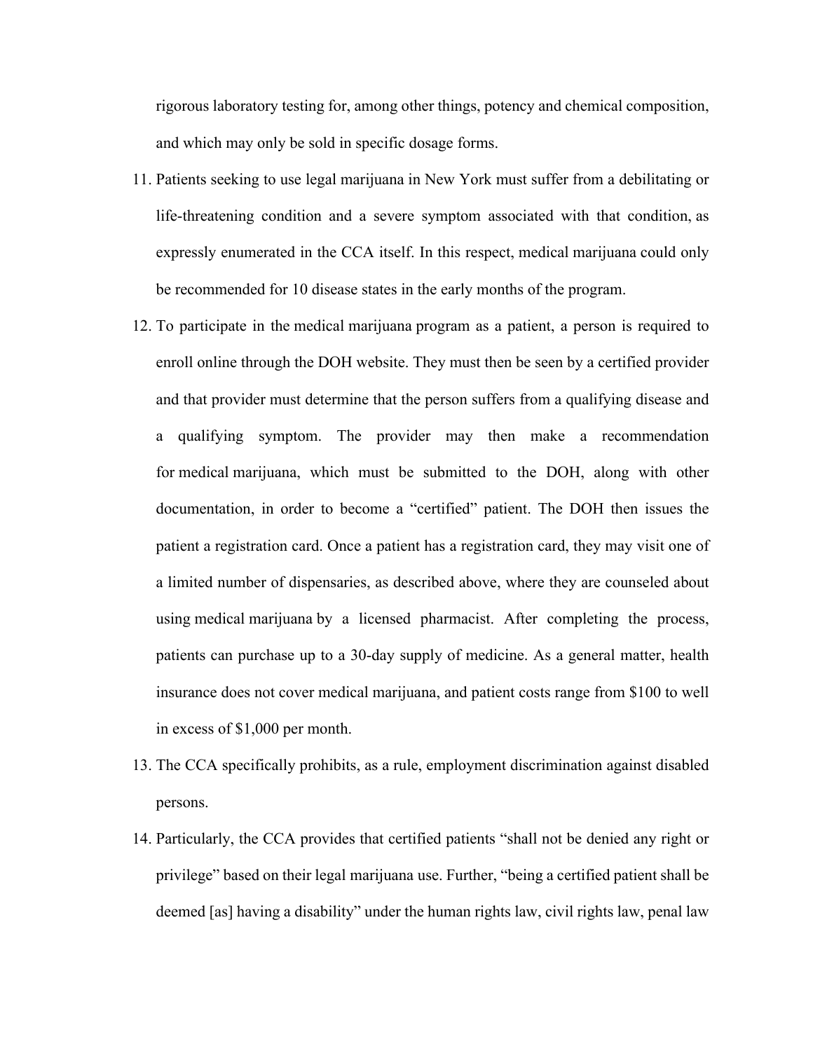rigorous laboratory testing for, among other things, potency and chemical composition, and which may only be sold in specific dosage forms.

11. Patients seeking to use legal marijuana in New York must suffer from a debilitating or life-threatening condition and a severe symptom associated with that condition, as expressly enumerated in the CCA itself. In this respect, medical marijuana could only be recommended for 10 disease states in the early months of the program.

12. To participate in the medical marijuana program as a patient, a person is required to enroll online through the DOH website. They must then be seen by a certified provider and that provider must determine that the person suffers from a qualifying disease and a qualifying symptom. The provider may then make a recommendation for medical marijuana, which must be submitted to the DOH, along with other documentation, in order to become a "certified" patient. The DOH then issues the patient a registration card. Once a patient has a registration card, they may visit one of a limited number of dispensaries, as described above, where they are counseled about using medical marijuana by a licensed pharmacist. After completing the process, patients can purchase up to a 30-day supply of medicine. As a general matter, health insurance does not cover medical marijuana, and patient costs range from $100 to well in excess of $1,000 per month.

13. The CCA specifically prohibits, as a rule, employment discrimination against disabled persons.

14. Particularly, the CCA provides that certified patients "shall not be denied any right or privilege" based on their legal marijuana use. Further, "being a certified patient shall be deemed [as] having a disability" under the human rights law, civil rights law, penal law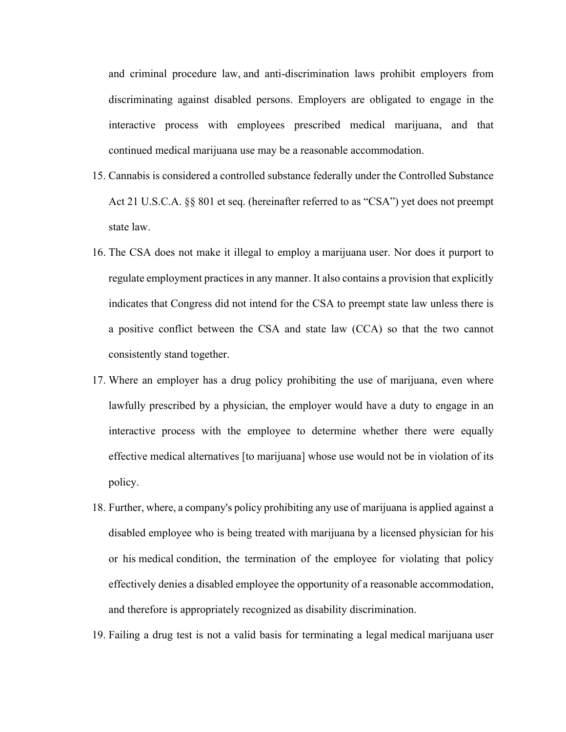and criminal procedure law, and anti-discrimination laws prohibit employers from discriminating against disabled persons. Employers are obligated to engage in the interactive process with employees prescribed medical marijuana, and that continued medical marijuana use may be a reasonable accommodation.

15. Cannabis is considered a controlled substance federally under the Controlled Substance Act 21 U.S.C.A. §§ 801 et seq. (hereinafter referred to as "CSA") yet does not preempt state law.
16. The CSA does not make it illegal to employ a marijuana user. Nor does it purport to regulate employment practices in any manner. It also contains a provision that explicitly indicates that Congress did not intend for the CSA to preempt state law unless there is a positive conflict between the CSA and state law (CCA) so that the two cannot consistently stand together.
17. Where an employer has a drug policy prohibiting the use of marijuana, even where lawfully prescribed by a physician, the employer would have a duty to engage in an interactive process with the employee to determine whether there were equally effective medical alternatives [to marijuana] whose use would not be in violation of its policy.
18. Further, where, a company's policy prohibiting any use of marijuana is applied against a disabled employee who is being treated with marijuana by a licensed physician for his or his medical condition, the termination of the employee for violating that policy effectively denies a disabled employee the opportunity of a reasonable accommodation, and therefore is appropriately recognized as disability discrimination.
19. Failing a drug test is not a valid basis for terminating a legal medical marijuana user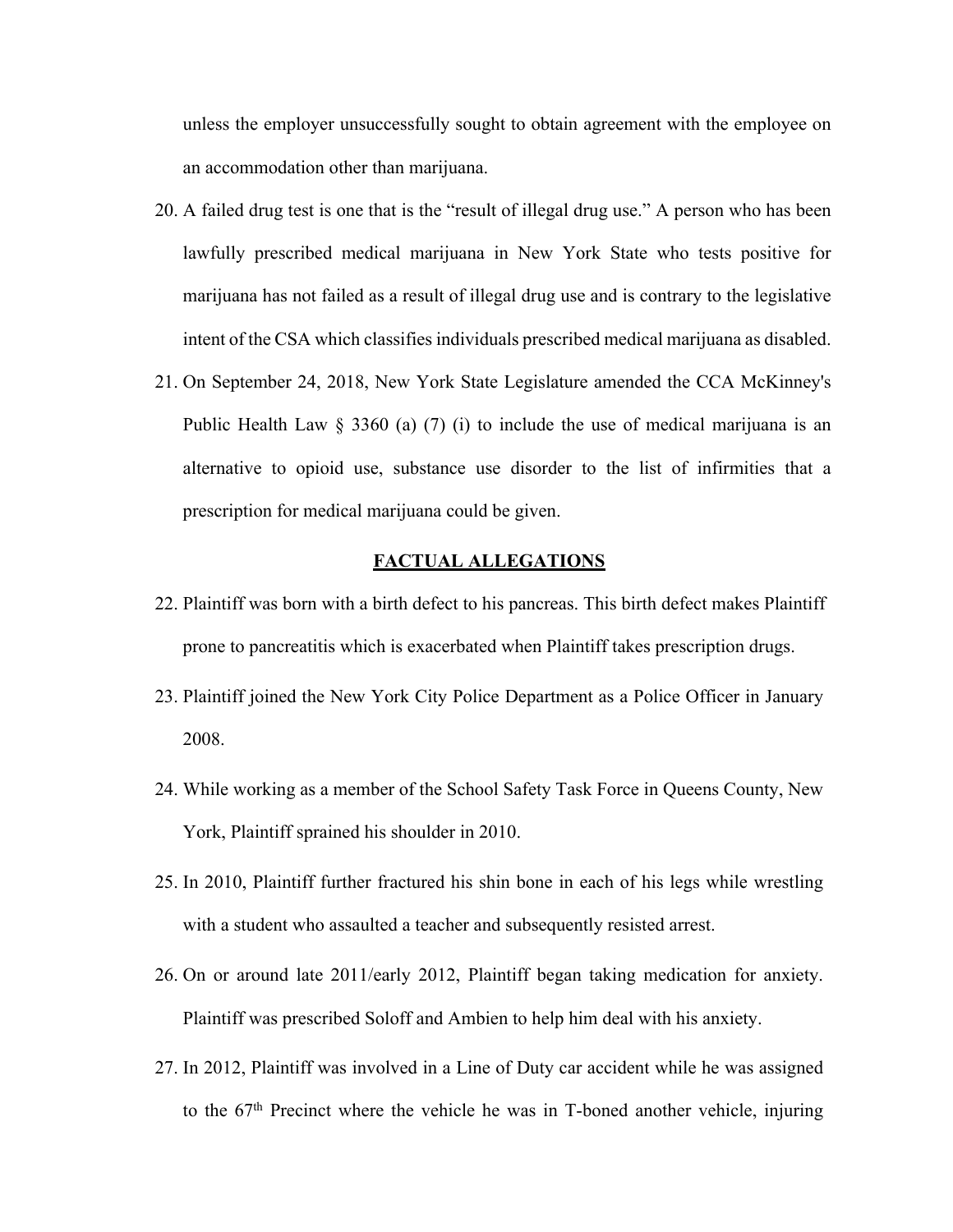unless the employer unsuccessfully sought to obtain agreement with the employee on an accommodation other than marijuana.

20. A failed drug test is one that is the "result of illegal drug use." A person who has been lawfully prescribed medical marijuana in New York State who tests positive for marijuana has not failed as a result of illegal drug use and is contrary to the legislative intent of the CSA which classifies individuals prescribed medical marijuana as disabled.

21. On September 24, 2018, New York State Legislature amended the CCA McKinney's Public Health Law § 3360 (a) (7) (i) to include the use of medical marijuana is an alternative to opioid use, substance use disorder to the list of infirmities that a prescription for medical marijuana could be given.

## FACTUAL ALLEGATIONS

22. Plaintiff was born with a birth defect to his pancreas. This birth defect makes Plaintiff prone to pancreatitis which is exacerbated when Plaintiff takes prescription drugs.

23. Plaintiff joined the New York City Police Department as a Police Officer in January 2008.

24. While working as a member of the School Safety Task Force in Queens County, New York, Plaintiff sprained his shoulder in 2010.

25. In 2010, Plaintiff further fractured his shin bone in each of his legs while wrestling with a student who assaulted a teacher and subsequently resisted arrest.

26. On or around late 2011/early 2012, Plaintiff began taking medication for anxiety. Plaintiff was prescribed Soloff and Ambien to help him deal with his anxiety.

27. In 2012, Plaintiff was involved in a Line of Duty car accident while he was assigned to the 67th Precinct where the vehicle he was in T-boned another vehicle, injuring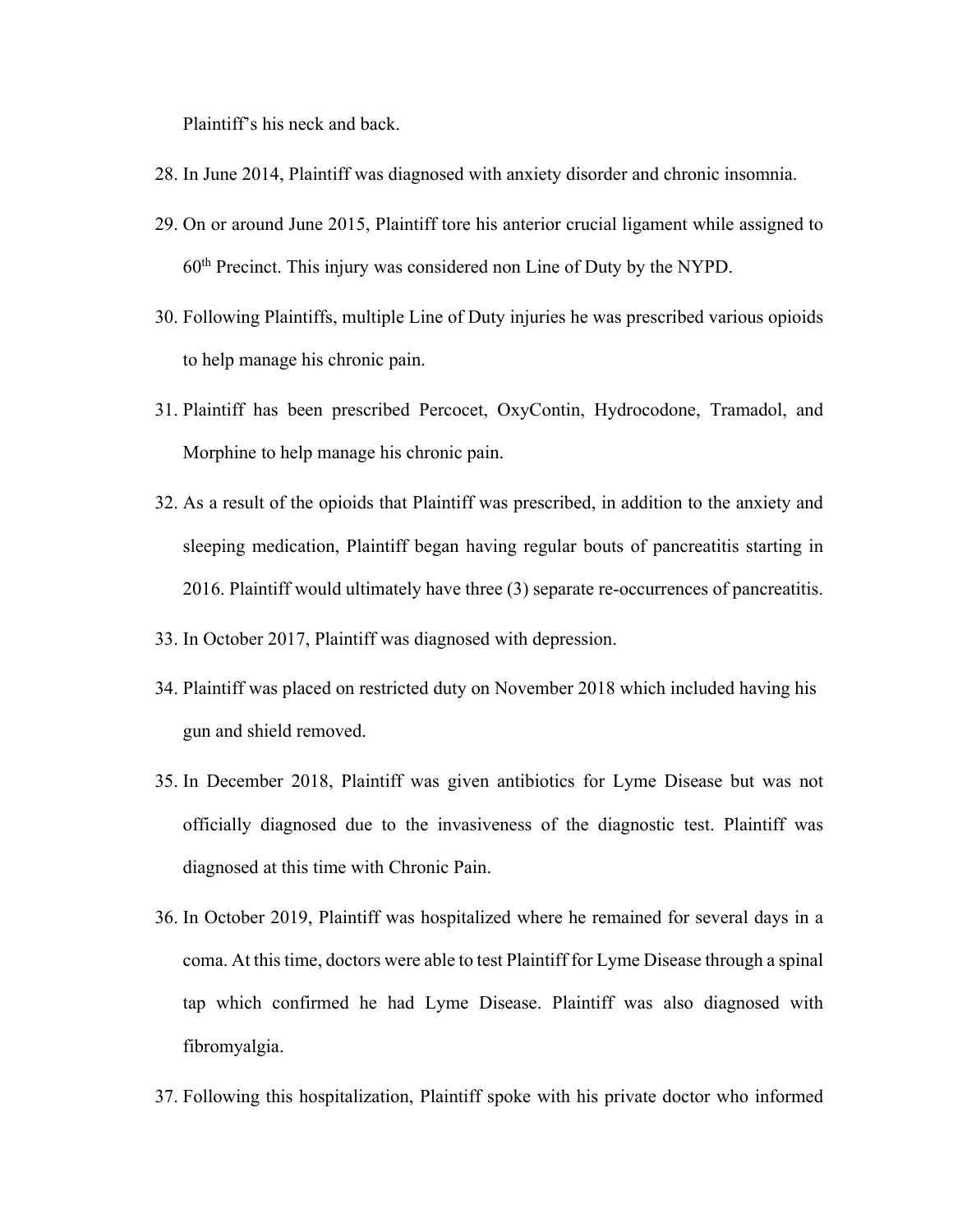Plaintiff's his neck and back.

28. In June 2014, Plaintiff was diagnosed with anxiety disorder and chronic insomnia.

29. On or around June 2015, Plaintiff tore his anterior crucial ligament while assigned to 60th Precinct. This injury was considered non Line of Duty by the NYPD.

30. Following Plaintiffs, multiple Line of Duty injuries he was prescribed various opioids to help manage his chronic pain.

31. Plaintiff has been prescribed Percocet, OxyContin, Hydrocodone, Tramadol, and Morphine to help manage his chronic pain.

32. As a result of the opioids that Plaintiff was prescribed, in addition to the anxiety and sleeping medication, Plaintiff began having regular bouts of pancreatitis starting in 2016. Plaintiff would ultimately have three (3) separate re-occurrences of pancreatitis.

33. In October 2017, Plaintiff was diagnosed with depression.

34. Plaintiff was placed on restricted duty on November 2018 which included having his gun and shield removed.

35. In December 2018, Plaintiff was given antibiotics for Lyme Disease but was not officially diagnosed due to the invasiveness of the diagnostic test. Plaintiff was diagnosed at this time with Chronic Pain.

36. In October 2019, Plaintiff was hospitalized where he remained for several days in a coma. At this time, doctors were able to test Plaintiff for Lyme Disease through a spinal tap which confirmed he had Lyme Disease. Plaintiff was also diagnosed with fibromyalgia.

37. Following this hospitalization, Plaintiff spoke with his private doctor who informed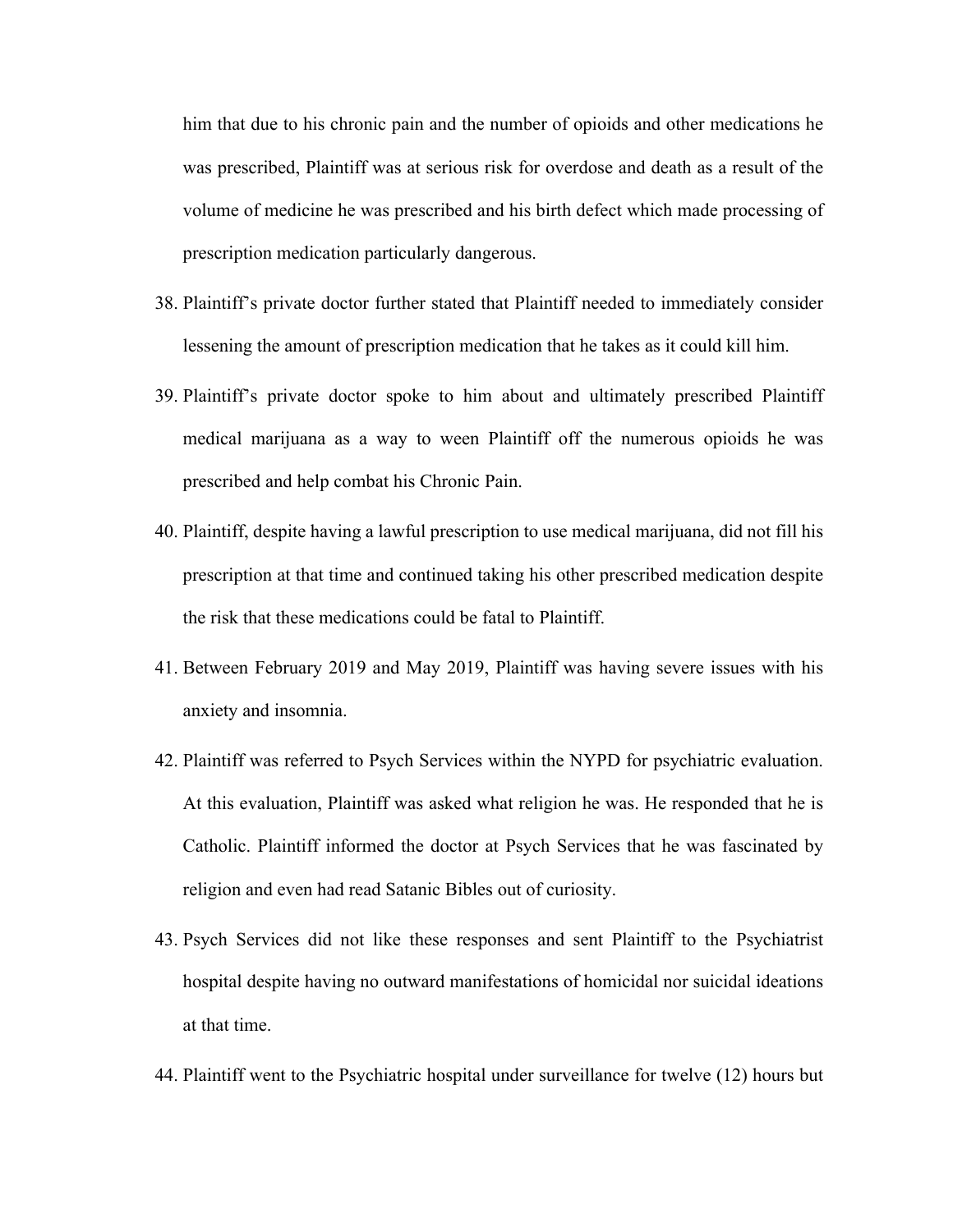him that due to his chronic pain and the number of opioids and other medications he was prescribed, Plaintiff was at serious risk for overdose and death as a result of the volume of medicine he was prescribed and his birth defect which made processing of prescription medication particularly dangerous.

38. Plaintiff's private doctor further stated that Plaintiff needed to immediately consider lessening the amount of prescription medication that he takes as it could kill him.

39. Plaintiff's private doctor spoke to him about and ultimately prescribed Plaintiff medical marijuana as a way to ween Plaintiff off the numerous opioids he was prescribed and help combat his Chronic Pain.

40. Plaintiff, despite having a lawful prescription to use medical marijuana, did not fill his prescription at that time and continued taking his other prescribed medication despite the risk that these medications could be fatal to Plaintiff.

41. Between February 2019 and May 2019, Plaintiff was having severe issues with his anxiety and insomnia.

42. Plaintiff was referred to Psych Services within the NYPD for psychiatric evaluation. At this evaluation, Plaintiff was asked what religion he was. He responded that he is Catholic. Plaintiff informed the doctor at Psych Services that he was fascinated by religion and even had read Satanic Bibles out of curiosity.

43. Psych Services did not like these responses and sent Plaintiff to the Psychiatrist hospital despite having no outward manifestations of homicidal nor suicidal ideations at that time.

44. Plaintiff went to the Psychiatric hospital under surveillance for twelve (12) hours but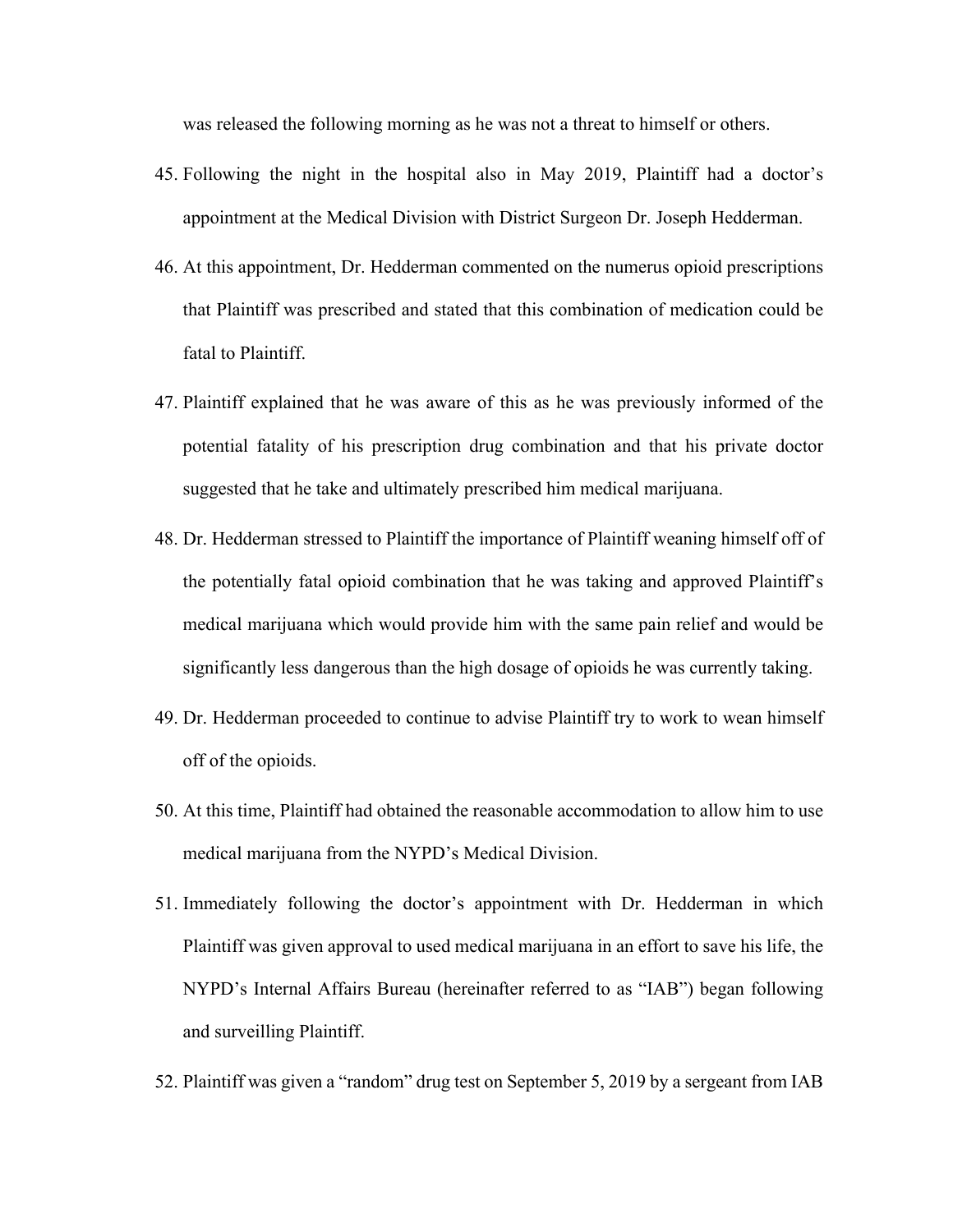was released the following morning as he was not a threat to himself or others.

45. Following the night in the hospital also in May 2019, Plaintiff had a doctor's appointment at the Medical Division with District Surgeon Dr. Joseph Hedderman.

46. At this appointment, Dr. Hedderman commented on the numerus opioid prescriptions that Plaintiff was prescribed and stated that this combination of medication could be fatal to Plaintiff.

47. Plaintiff explained that he was aware of this as he was previously informed of the potential fatality of his prescription drug combination and that his private doctor suggested that he take and ultimately prescribed him medical marijuana.

48. Dr. Hedderman stressed to Plaintiff the importance of Plaintiff weaning himself off of the potentially fatal opioid combination that he was taking and approved Plaintiff's medical marijuana which would provide him with the same pain relief and would be significantly less dangerous than the high dosage of opioids he was currently taking.

49. Dr. Hedderman proceeded to continue to advise Plaintiff try to work to wean himself off of the opioids.

50. At this time, Plaintiff had obtained the reasonable accommodation to allow him to use medical marijuana from the NYPD's Medical Division.

51. Immediately following the doctor's appointment with Dr. Hedderman in which Plaintiff was given approval to used medical marijuana in an effort to save his life, the NYPD's Internal Affairs Bureau (hereinafter referred to as "IAB") began following and surveilling Plaintiff.

52. Plaintiff was given a "random" drug test on September 5, 2019 by a sergeant from IAB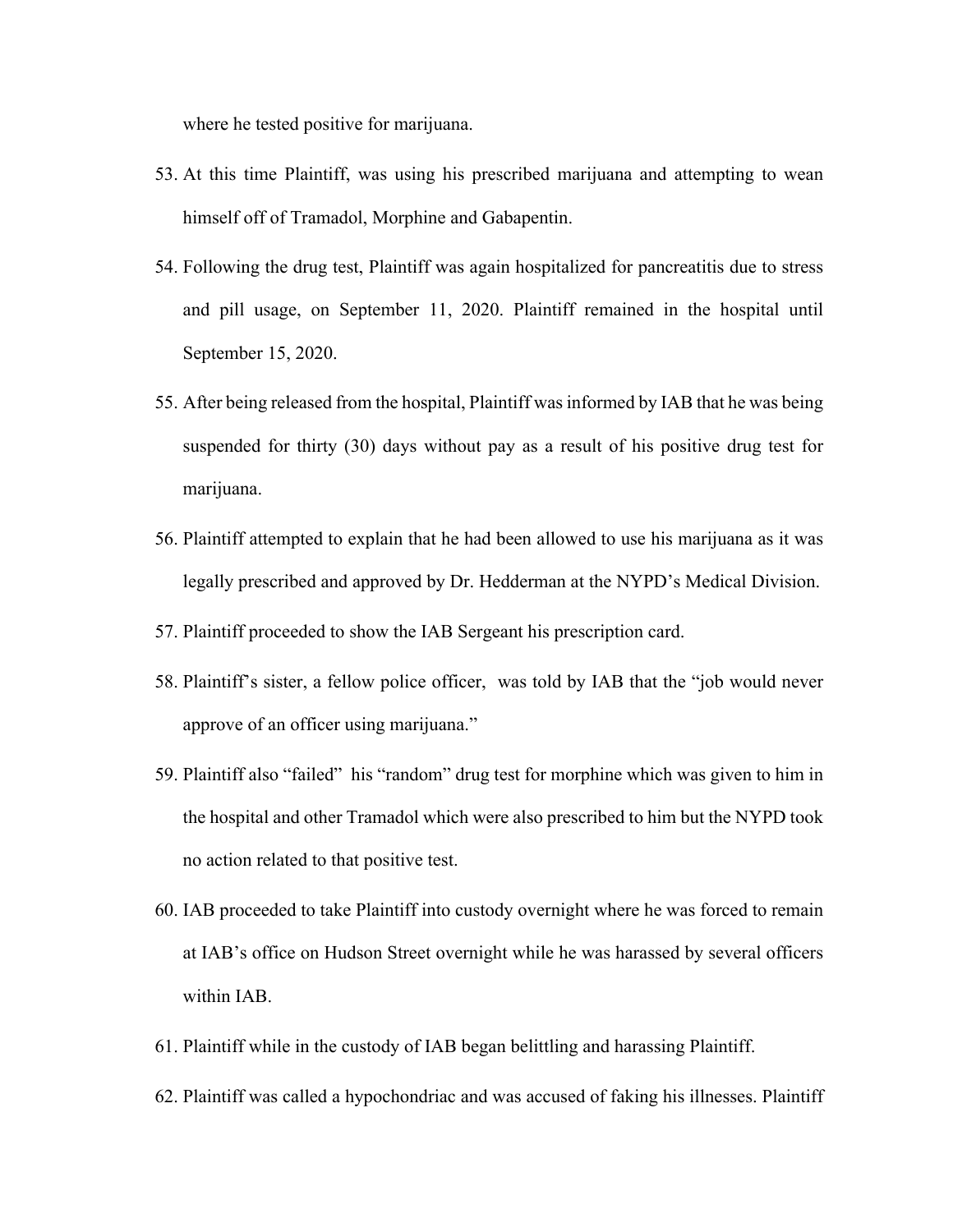where he tested positive for marijuana.

53. At this time Plaintiff, was using his prescribed marijuana and attempting to wean himself off of Tramadol, Morphine and Gabapentin.

54. Following the drug test, Plaintiff was again hospitalized for pancreatitis due to stress and pill usage, on September 11, 2020. Plaintiff remained in the hospital until September 15, 2020.

55. After being released from the hospital, Plaintiff was informed by IAB that he was being suspended for thirty (30) days without pay as a result of his positive drug test for marijuana.

56. Plaintiff attempted to explain that he had been allowed to use his marijuana as it was legally prescribed and approved by Dr. Hedderman at the NYPD's Medical Division.

57. Plaintiff proceeded to show the IAB Sergeant his prescription card.

58. Plaintiff's sister, a fellow police officer, was told by IAB that the "job would never approve of an officer using marijuana."

59. Plaintiff also "failed" his "random" drug test for morphine which was given to him in the hospital and other Tramadol which were also prescribed to him but the NYPD took no action related to that positive test.

60. IAB proceeded to take Plaintiff into custody overnight where he was forced to remain at IAB's office on Hudson Street overnight while he was harassed by several officers within IAB.

61. Plaintiff while in the custody of IAB began belittling and harassing Plaintiff.

62. Plaintiff was called a hypochondriac and was accused of faking his illnesses. Plaintiff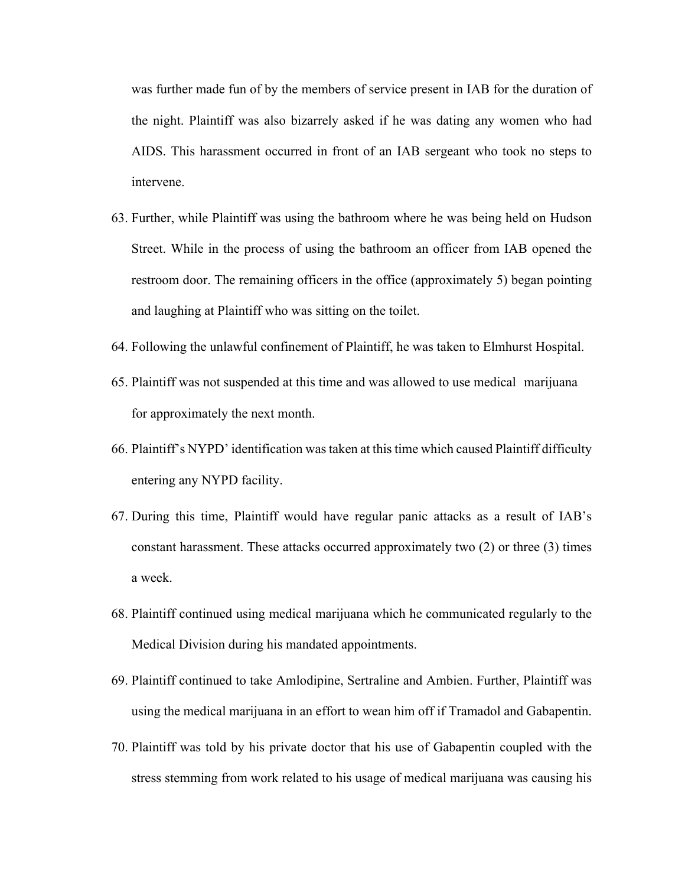was further made fun of by the members of service present in IAB for the duration of the night. Plaintiff was also bizarrely asked if he was dating any women who had AIDS. This harassment occurred in front of an IAB sergeant who took no steps to intervene.

63. Further, while Plaintiff was using the bathroom where he was being held on Hudson Street. While in the process of using the bathroom an officer from IAB opened the restroom door. The remaining officers in the office (approximately 5) began pointing and laughing at Plaintiff who was sitting on the toilet.

64. Following the unlawful confinement of Plaintiff, he was taken to Elmhurst Hospital.

65. Plaintiff was not suspended at this time and was allowed to use medical marijuana for approximately the next month.

66. Plaintiff's NYPD' identification was taken at this time which caused Plaintiff difficulty entering any NYPD facility.

67. During this time, Plaintiff would have regular panic attacks as a result of IAB's constant harassment. These attacks occurred approximately two (2) or three (3) times a week.

68. Plaintiff continued using medical marijuana which he communicated regularly to the Medical Division during his mandated appointments.

69. Plaintiff continued to take Amlodipine, Sertraline and Ambien. Further, Plaintiff was using the medical marijuana in an effort to wean him off if Tramadol and Gabapentin.

70. Plaintiff was told by his private doctor that his use of Gabapentin coupled with the stress stemming from work related to his usage of medical marijuana was causing his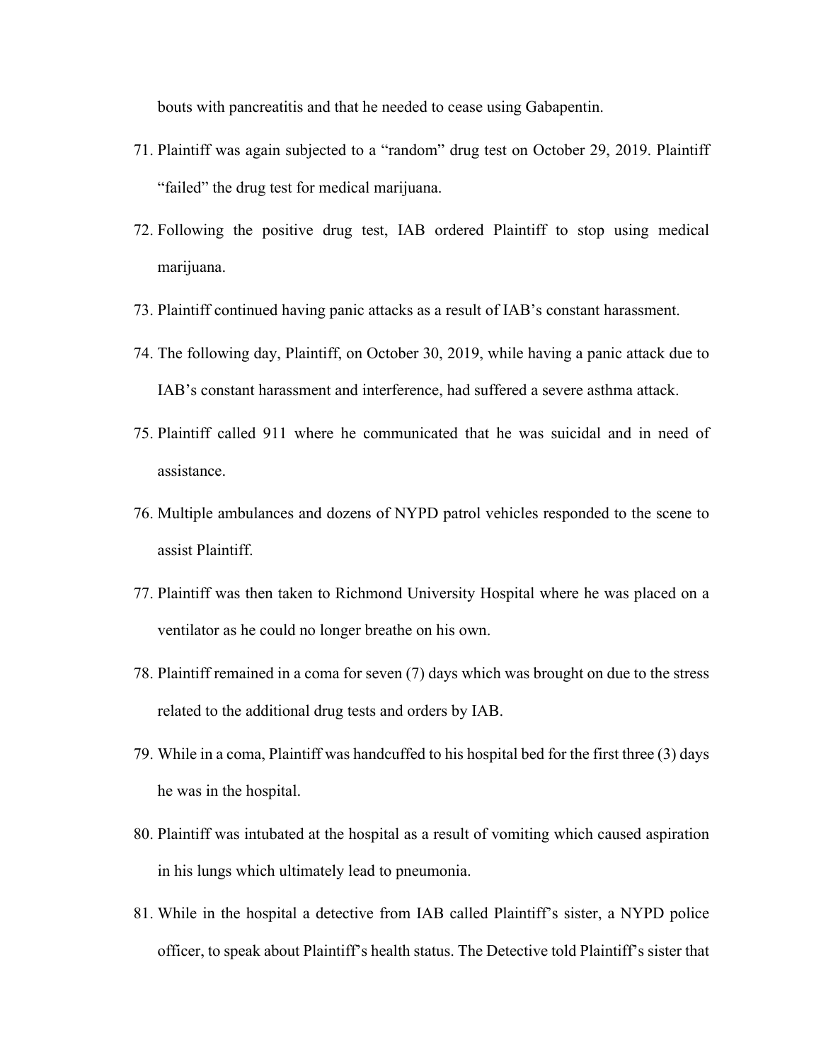bouts with pancreatitis and that he needed to cease using Gabapentin.

71. Plaintiff was again subjected to a "random" drug test on October 29, 2019. Plaintiff "failed" the drug test for medical marijuana.

72. Following the positive drug test, IAB ordered Plaintiff to stop using medical marijuana.

73. Plaintiff continued having panic attacks as a result of IAB's constant harassment.

74. The following day, Plaintiff, on October 30, 2019, while having a panic attack due to IAB's constant harassment and interference, had suffered a severe asthma attack.

75. Plaintiff called 911 where he communicated that he was suicidal and in need of assistance.

76. Multiple ambulances and dozens of NYPD patrol vehicles responded to the scene to assist Plaintiff.

77. Plaintiff was then taken to Richmond University Hospital where he was placed on a ventilator as he could no longer breathe on his own.

78. Plaintiff remained in a coma for seven (7) days which was brought on due to the stress related to the additional drug tests and orders by IAB.

79. While in a coma, Plaintiff was handcuffed to his hospital bed for the first three (3) days he was in the hospital.

80. Plaintiff was intubated at the hospital as a result of vomiting which caused aspiration in his lungs which ultimately lead to pneumonia.

81. While in the hospital a detective from IAB called Plaintiff's sister, a NYPD police officer, to speak about Plaintiff's health status. The Detective told Plaintiff's sister that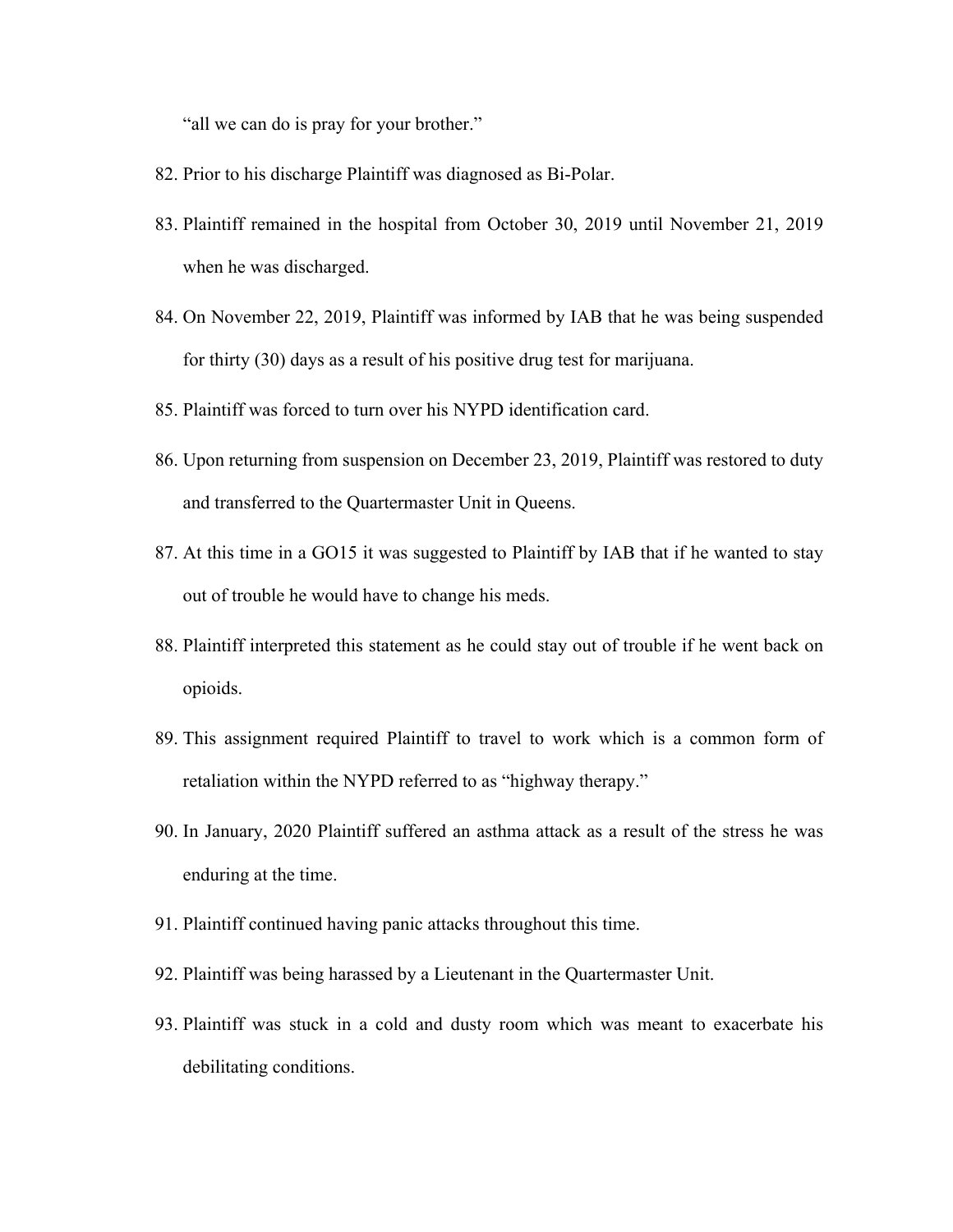"all we can do is pray for your brother."

82. Prior to his discharge Plaintiff was diagnosed as Bi-Polar.

83. Plaintiff remained in the hospital from October 30, 2019 until November 21, 2019 when he was discharged.

84. On November 22, 2019, Plaintiff was informed by IAB that he was being suspended for thirty (30) days as a result of his positive drug test for marijuana.

85. Plaintiff was forced to turn over his NYPD identification card.

86. Upon returning from suspension on December 23, 2019, Plaintiff was restored to duty and transferred to the Quartermaster Unit in Queens.

87. At this time in a GO15 it was suggested to Plaintiff by IAB that if he wanted to stay out of trouble he would have to change his meds.

88. Plaintiff interpreted this statement as he could stay out of trouble if he went back on opioids.

89. This assignment required Plaintiff to travel to work which is a common form of retaliation within the NYPD referred to as "highway therapy."

90. In January, 2020 Plaintiff suffered an asthma attack as a result of the stress he was enduring at the time.

91. Plaintiff continued having panic attacks throughout this time.

92. Plaintiff was being harassed by a Lieutenant in the Quartermaster Unit.

93. Plaintiff was stuck in a cold and dusty room which was meant to exacerbate his debilitating conditions.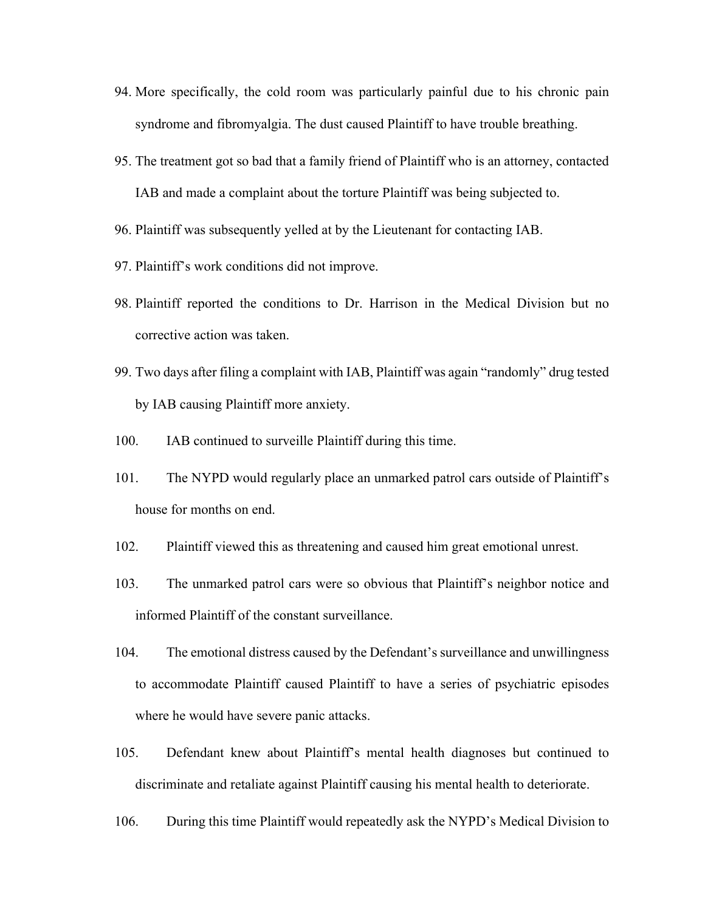94. More specifically, the cold room was particularly painful due to his chronic pain syndrome and fibromyalgia. The dust caused Plaintiff to have trouble breathing.

95. The treatment got so bad that a family friend of Plaintiff who is an attorney, contacted IAB and made a complaint about the torture Plaintiff was being subjected to.

96. Plaintiff was subsequently yelled at by the Lieutenant for contacting IAB.

97. Plaintiff's work conditions did not improve.

98. Plaintiff reported the conditions to Dr. Harrison in the Medical Division but no corrective action was taken.

99. Two days after filing a complaint with IAB, Plaintiff was again "randomly" drug tested by IAB causing Plaintiff more anxiety.

100. IAB continued to surveille Plaintiff during this time.

101. The NYPD would regularly place an unmarked patrol cars outside of Plaintiff's house for months on end.

102. Plaintiff viewed this as threatening and caused him great emotional unrest.

103. The unmarked patrol cars were so obvious that Plaintiff's neighbor notice and informed Plaintiff of the constant surveillance.

104. The emotional distress caused by the Defendant's surveillance and unwillingness to accommodate Plaintiff caused Plaintiff to have a series of psychiatric episodes where he would have severe panic attacks.

105. Defendant knew about Plaintiff's mental health diagnoses but continued to discriminate and retaliate against Plaintiff causing his mental health to deteriorate.

106. During this time Plaintiff would repeatedly ask the NYPD's Medical Division to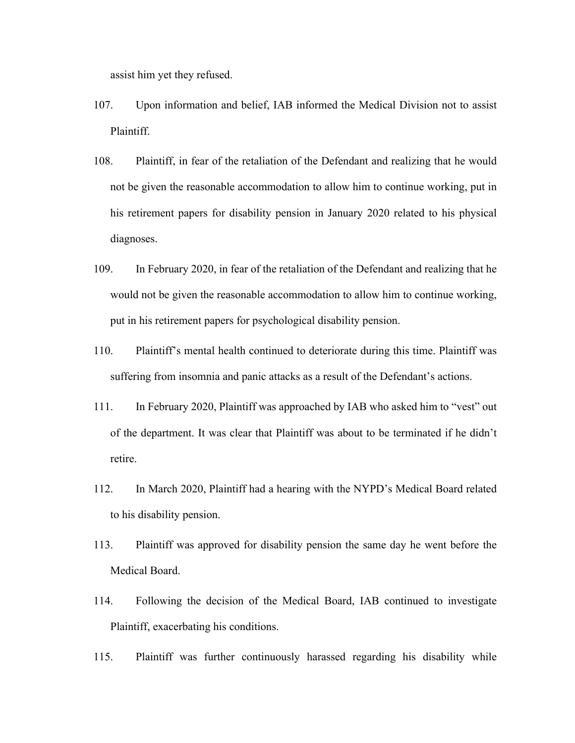assist him yet they refused.

107. Upon information and belief, IAB informed the Medical Division not to assist Plaintiff.

108. Plaintiff, in fear of the retaliation of the Defendant and realizing that he would not be given the reasonable accommodation to allow him to continue working, put in his retirement papers for disability pension in January 2020 related to his physical diagnoses.

109. In February 2020, in fear of the retaliation of the Defendant and realizing that he would not be given the reasonable accommodation to allow him to continue working, put in his retirement papers for psychological disability pension.

110. Plaintiff's mental health continued to deteriorate during this time. Plaintiff was suffering from insomnia and panic attacks as a result of the Defendant's actions.

111. In February 2020, Plaintiff was approached by IAB who asked him to "vest" out of the department. It was clear that Plaintiff was about to be terminated if he didn't retire.

112. In March 2020, Plaintiff had a hearing with the NYPD's Medical Board related to his disability pension.

113. Plaintiff was approved for disability pension the same day he went before the Medical Board.

114. Following the decision of the Medical Board, IAB continued to investigate Plaintiff, exacerbating his conditions.

115. Plaintiff was further continuously harassed regarding his disability while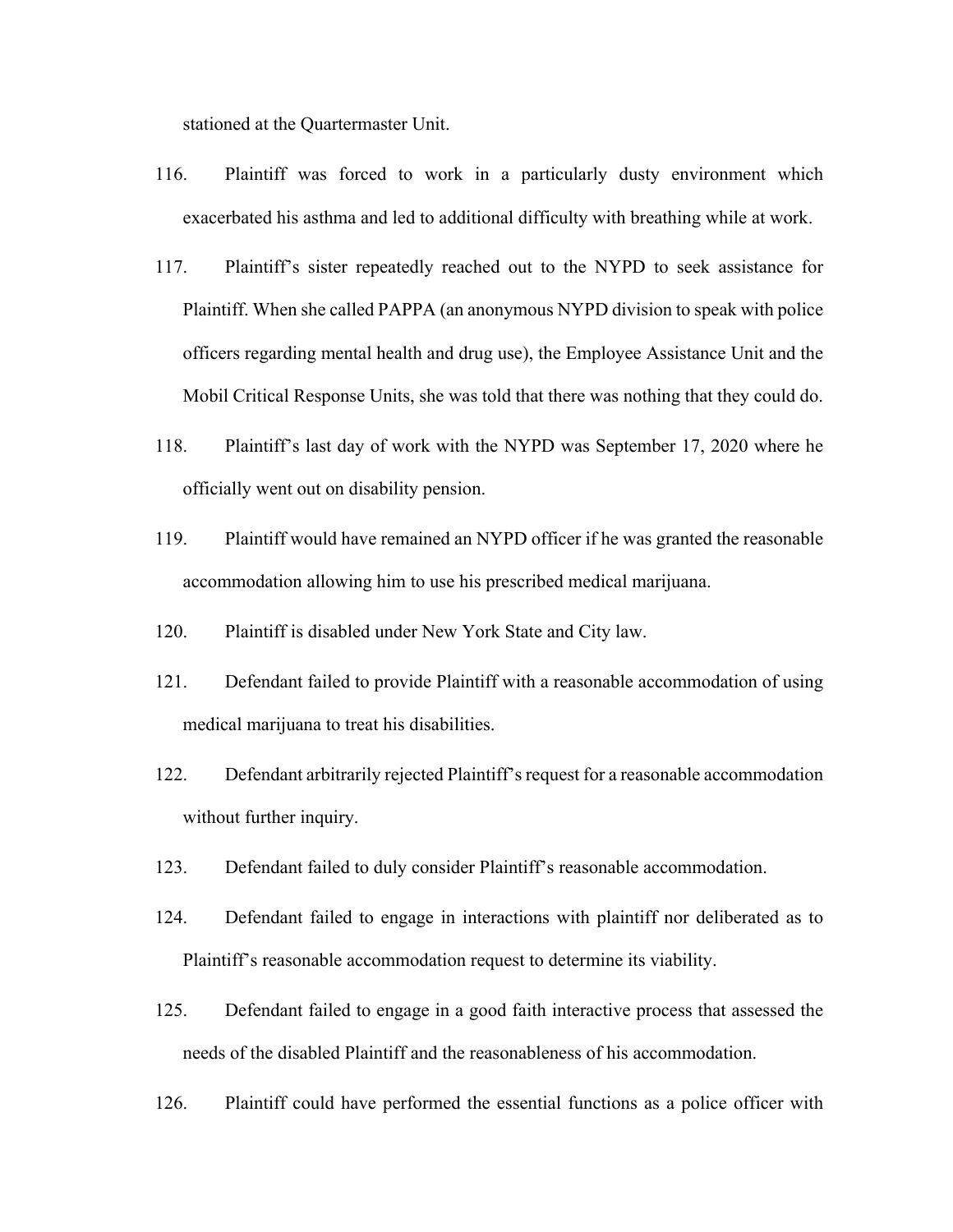stationed at the Quartermaster Unit.

116. Plaintiff was forced to work in a particularly dusty environment which exacerbated his asthma and led to additional difficulty with breathing while at work.

117. Plaintiff's sister repeatedly reached out to the NYPD to seek assistance for Plaintiff. When she called PAPPA (an anonymous NYPD division to speak with police officers regarding mental health and drug use), the Employee Assistance Unit and the Mobil Critical Response Units, she was told that there was nothing that they could do.

118. Plaintiff's last day of work with the NYPD was September 17, 2020 where he officially went out on disability pension.

119. Plaintiff would have remained an NYPD officer if he was granted the reasonable accommodation allowing him to use his prescribed medical marijuana.

120. Plaintiff is disabled under New York State and City law.

121. Defendant failed to provide Plaintiff with a reasonable accommodation of using medical marijuana to treat his disabilities.

122. Defendant arbitrarily rejected Plaintiff's request for a reasonable accommodation without further inquiry.

123. Defendant failed to duly consider Plaintiff's reasonable accommodation.

124. Defendant failed to engage in interactions with plaintiff nor deliberated as to Plaintiff's reasonable accommodation request to determine its viability.

125. Defendant failed to engage in a good faith interactive process that assessed the needs of the disabled Plaintiff and the reasonableness of his accommodation.

126. Plaintiff could have performed the essential functions as a police officer with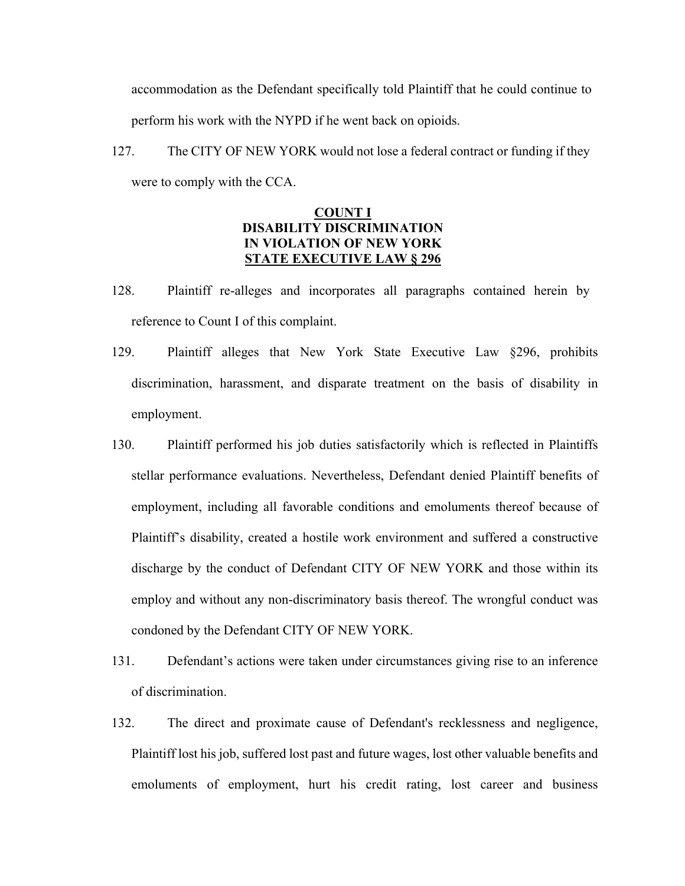accommodation as the Defendant specifically told Plaintiff that he could continue to perform his work with the NYPD if he went back on opioids.

127. The CITY OF NEW YORK would not lose a federal contract or funding if they were to comply with the CCA.

**COUNT I**
**DISABILITY DISCRIMINATION**
**IN VIOLATION OF NEW YORK**
**STATE EXECUTIVE LAW § 296**

128. Plaintiff re-alleges and incorporates all paragraphs contained herein by reference to Count I of this complaint.

129. Plaintiff alleges that New York State Executive Law §296, prohibits discrimination, harassment, and disparate treatment on the basis of disability in employment.

130. Plaintiff performed his job duties satisfactorily which is reflected in Plaintiffs stellar performance evaluations. Nevertheless, Defendant denied Plaintiff benefits of employment, including all favorable conditions and emoluments thereof because of Plaintiff's disability, created a hostile work environment and suffered a constructive discharge by the conduct of Defendant CITY OF NEW YORK and those within its employ and without any non-discriminatory basis thereof. The wrongful conduct was condoned by the Defendant CITY OF NEW YORK.

131. Defendant's actions were taken under circumstances giving rise to an inference of discrimination.

132. The direct and proximate cause of Defendant's recklessness and negligence, Plaintiff lost his job, suffered lost past and future wages, lost other valuable benefits and emoluments of employment, hurt his credit rating, lost career and business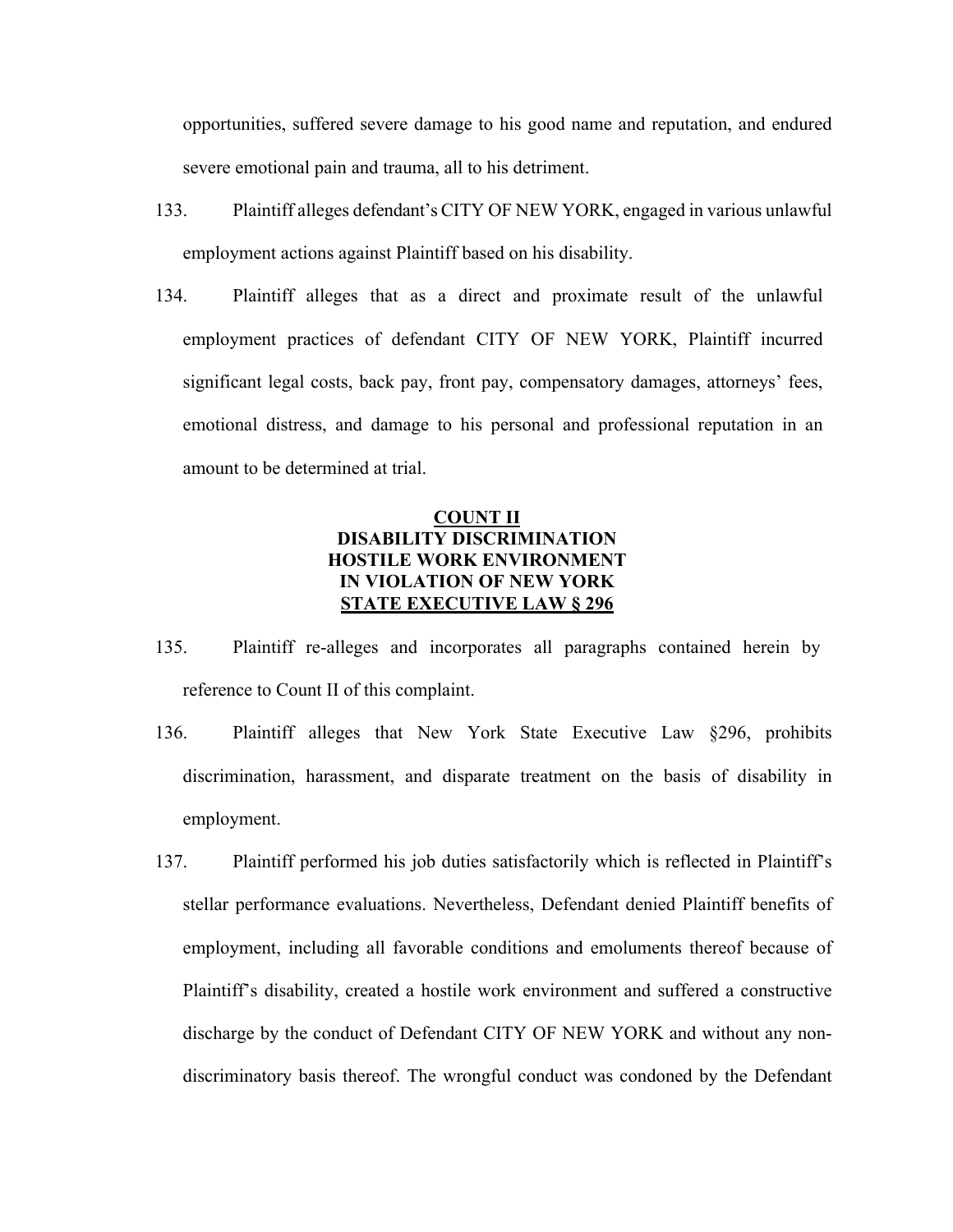opportunities, suffered severe damage to his good name and reputation, and endured severe emotional pain and trauma, all to his detriment.

133. Plaintiff alleges defendant's CITY OF NEW YORK, engaged in various unlawful employment actions against Plaintiff based on his disability.

134. Plaintiff alleges that as a direct and proximate result of the unlawful employment practices of defendant CITY OF NEW YORK, Plaintiff incurred significant legal costs, back pay, front pay, compensatory damages, attorneys' fees, emotional distress, and damage to his personal and professional reputation in an amount to be determined at trial.

**COUNT II**
**DISABILITY DISCRIMINATION**
**HOSTILE WORK ENVIRONMENT**
**IN VIOLATION OF NEW YORK**
**STATE EXECUTIVE LAW § 296**

135. Plaintiff re-alleges and incorporates all paragraphs contained herein by reference to Count II of this complaint.

136. Plaintiff alleges that New York State Executive Law §296, prohibits discrimination, harassment, and disparate treatment on the basis of disability in employment.

137. Plaintiff performed his job duties satisfactorily which is reflected in Plaintiff's stellar performance evaluations. Nevertheless, Defendant denied Plaintiff benefits of employment, including all favorable conditions and emoluments thereof because of Plaintiff's disability, created a hostile work environment and suffered a constructive discharge by the conduct of Defendant CITY OF NEW YORK and without any non-discriminatory basis thereof. The wrongful conduct was condoned by the Defendant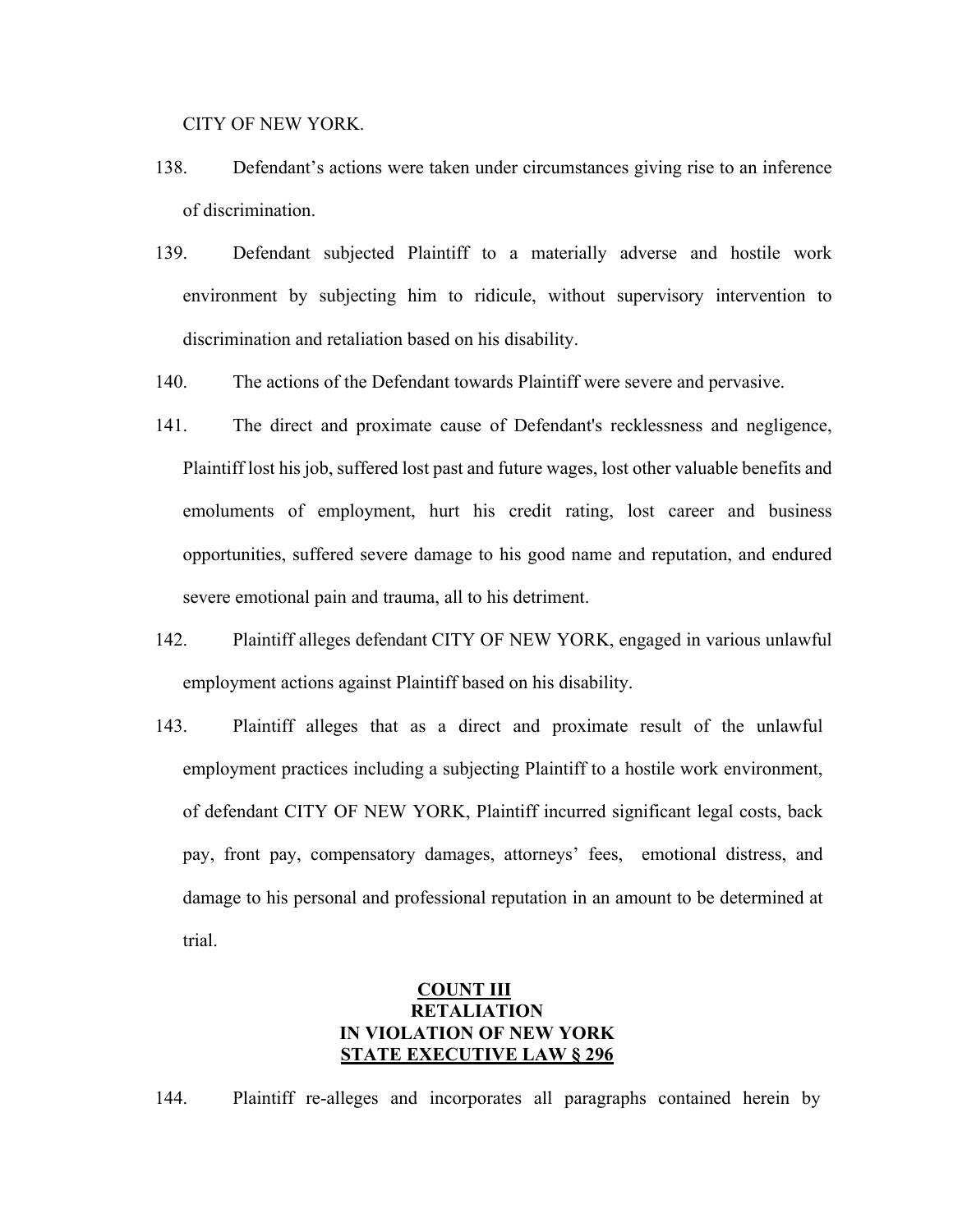CITY OF NEW YORK.

138. Defendant's actions were taken under circumstances giving rise to an inference of discrimination.

139. Defendant subjected Plaintiff to a materially adverse and hostile work environment by subjecting him to ridicule, without supervisory intervention to discrimination and retaliation based on his disability.

140. The actions of the Defendant towards Plaintiff were severe and pervasive.

141. The direct and proximate cause of Defendant's recklessness and negligence, Plaintiff lost his job, suffered lost past and future wages, lost other valuable benefits and emoluments of employment, hurt his credit rating, lost career and business opportunities, suffered severe damage to his good name and reputation, and endured severe emotional pain and trauma, all to his detriment.

142. Plaintiff alleges defendant CITY OF NEW YORK, engaged in various unlawful employment actions against Plaintiff based on his disability.

143. Plaintiff alleges that as a direct and proximate result of the unlawful employment practices including a subjecting Plaintiff to a hostile work environment, of defendant CITY OF NEW YORK, Plaintiff incurred significant legal costs, back pay, front pay, compensatory damages, attorneys' fees, emotional distress, and damage to his personal and professional reputation in an amount to be determined at trial.

## COUNT III
## RETALIATION
## IN VIOLATION OF NEW YORK STATE EXECUTIVE LAW § 296

144. Plaintiff re-alleges and incorporates all paragraphs contained herein by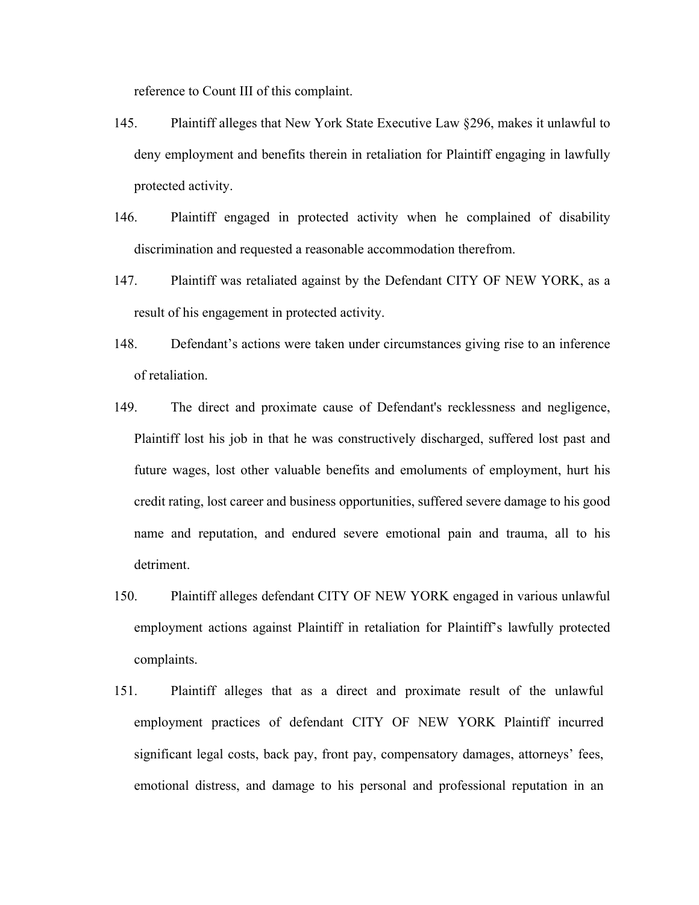reference to Count III of this complaint.

145. Plaintiff alleges that New York State Executive Law §296, makes it unlawful to deny employment and benefits therein in retaliation for Plaintiff engaging in lawfully protected activity.

146. Plaintiff engaged in protected activity when he complained of disability discrimination and requested a reasonable accommodation therefrom.

147. Plaintiff was retaliated against by the Defendant CITY OF NEW YORK, as a result of his engagement in protected activity.

148. Defendant's actions were taken under circumstances giving rise to an inference of retaliation.

149. The direct and proximate cause of Defendant's recklessness and negligence, Plaintiff lost his job in that he was constructively discharged, suffered lost past and future wages, lost other valuable benefits and emoluments of employment, hurt his credit rating, lost career and business opportunities, suffered severe damage to his good name and reputation, and endured severe emotional pain and trauma, all to his detriment.

150. Plaintiff alleges defendant CITY OF NEW YORK engaged in various unlawful employment actions against Plaintiff in retaliation for Plaintiff's lawfully protected complaints.

151. Plaintiff alleges that as a direct and proximate result of the unlawful employment practices of defendant CITY OF NEW YORK Plaintiff incurred significant legal costs, back pay, front pay, compensatory damages, attorneys' fees, emotional distress, and damage to his personal and professional reputation in an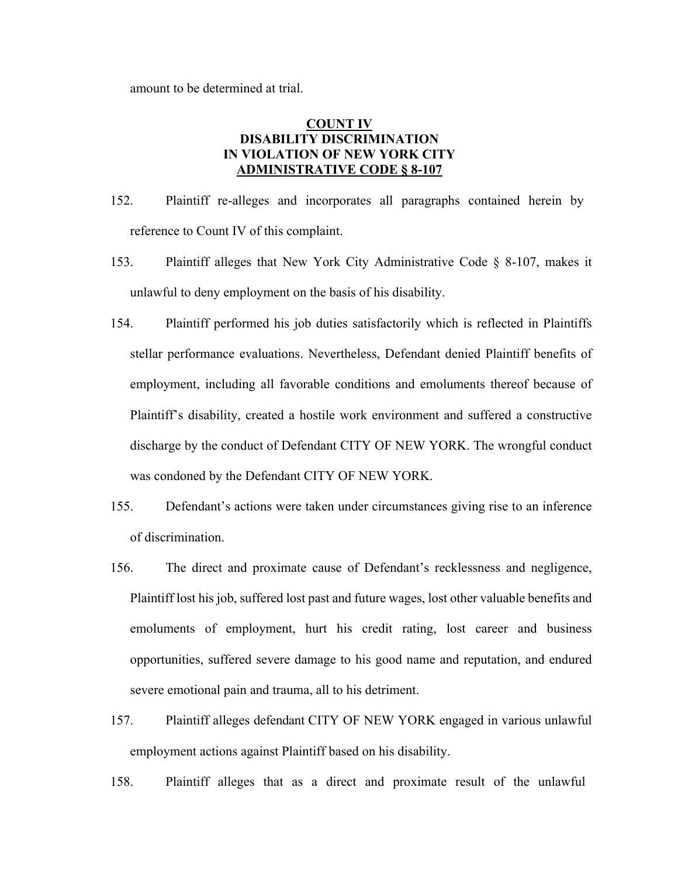amount to be determined at trial.

**COUNT IV**
**DISABILITY DISCRIMINATION**
**IN VIOLATION OF NEW YORK CITY**
**ADMINISTRATIVE CODE § 8-107**

152. Plaintiff re-alleges and incorporates all paragraphs contained herein by reference to Count IV of this complaint.

153. Plaintiff alleges that New York City Administrative Code § 8-107, makes it unlawful to deny employment on the basis of his disability.

154. Plaintiff performed his job duties satisfactorily which is reflected in Plaintiffs stellar performance evaluations. Nevertheless, Defendant denied Plaintiff benefits of employment, including all favorable conditions and emoluments thereof because of Plaintiff's disability, created a hostile work environment and suffered a constructive discharge by the conduct of Defendant CITY OF NEW YORK. The wrongful conduct was condoned by the Defendant CITY OF NEW YORK.

155. Defendant's actions were taken under circumstances giving rise to an inference of discrimination.

156. The direct and proximate cause of Defendant's recklessness and negligence, Plaintiff lost his job, suffered lost past and future wages, lost other valuable benefits and emoluments of employment, hurt his credit rating, lost career and business opportunities, suffered severe damage to his good name and reputation, and endured severe emotional pain and trauma, all to his detriment.

157. Plaintiff alleges defendant CITY OF NEW YORK engaged in various unlawful employment actions against Plaintiff based on his disability.

158. Plaintiff alleges that as a direct and proximate result of the unlawful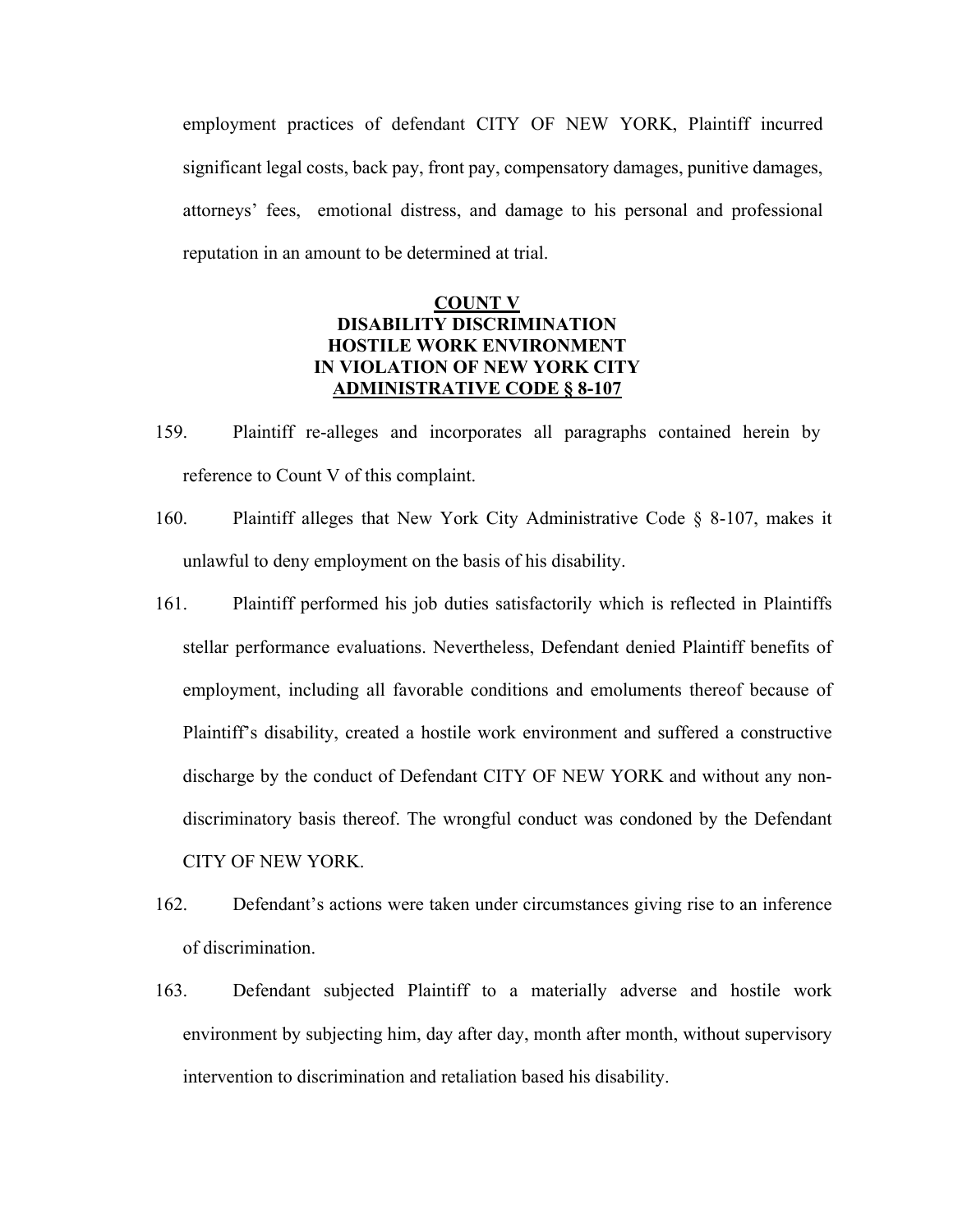employment practices of defendant CITY OF NEW YORK, Plaintiff incurred significant legal costs, back pay, front pay, compensatory damages, punitive damages, attorneys' fees, emotional distress, and damage to his personal and professional reputation in an amount to be determined at trial.

**COUNT V**
**DISABILITY DISCRIMINATION**
**HOSTILE WORK ENVIRONMENT**
**IN VIOLATION OF NEW YORK CITY**
**ADMINISTRATIVE CODE § 8-107**

159. Plaintiff re-alleges and incorporates all paragraphs contained herein by reference to Count V of this complaint.

160. Plaintiff alleges that New York City Administrative Code § 8-107, makes it unlawful to deny employment on the basis of his disability.

161. Plaintiff performed his job duties satisfactorily which is reflected in Plaintiffs stellar performance evaluations. Nevertheless, Defendant denied Plaintiff benefits of employment, including all favorable conditions and emoluments thereof because of Plaintiff's disability, created a hostile work environment and suffered a constructive discharge by the conduct of Defendant CITY OF NEW YORK and without any non-discriminatory basis thereof. The wrongful conduct was condoned by the Defendant CITY OF NEW YORK.

162. Defendant's actions were taken under circumstances giving rise to an inference of discrimination.

163. Defendant subjected Plaintiff to a materially adverse and hostile work environment by subjecting him, day after day, month after month, without supervisory intervention to discrimination and retaliation based his disability.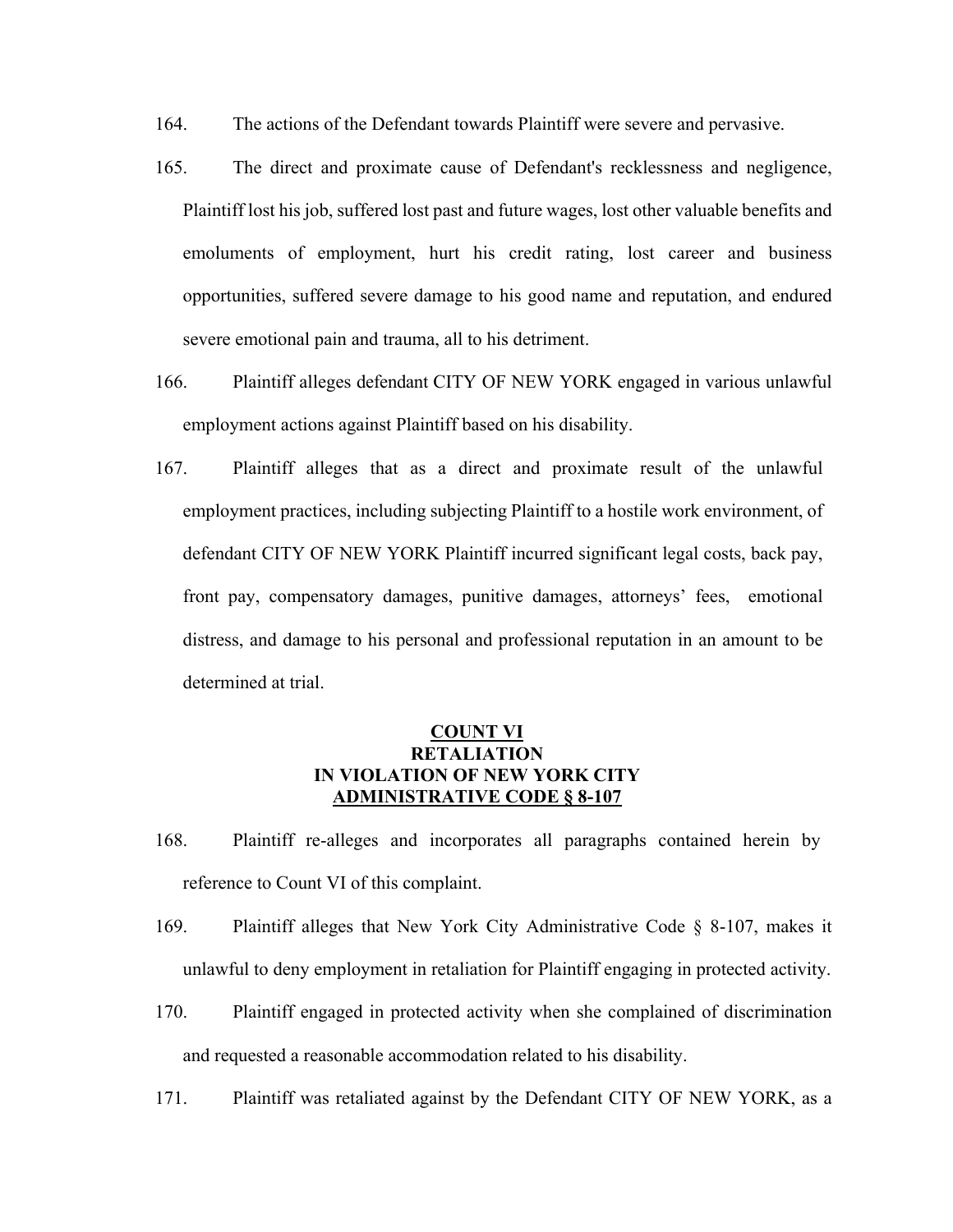164. The actions of the Defendant towards Plaintiff were severe and pervasive.

165. The direct and proximate cause of Defendant's recklessness and negligence, Plaintiff lost his job, suffered lost past and future wages, lost other valuable benefits and emoluments of employment, hurt his credit rating, lost career and business opportunities, suffered severe damage to his good name and reputation, and endured severe emotional pain and trauma, all to his detriment.

166. Plaintiff alleges defendant CITY OF NEW YORK engaged in various unlawful employment actions against Plaintiff based on his disability.

167. Plaintiff alleges that as a direct and proximate result of the unlawful employment practices, including subjecting Plaintiff to a hostile work environment, of defendant CITY OF NEW YORK Plaintiff incurred significant legal costs, back pay, front pay, compensatory damages, punitive damages, attorneys' fees, emotional distress, and damage to his personal and professional reputation in an amount to be determined at trial.

## COUNT VI
## RETALIATION
## IN VIOLATION OF NEW YORK CITY ADMINISTRATIVE CODE § 8-107

168. Plaintiff re-alleges and incorporates all paragraphs contained herein by reference to Count VI of this complaint.

169. Plaintiff alleges that New York City Administrative Code § 8-107, makes it unlawful to deny employment in retaliation for Plaintiff engaging in protected activity.

170. Plaintiff engaged in protected activity when she complained of discrimination and requested a reasonable accommodation related to his disability.

171. Plaintiff was retaliated against by the Defendant CITY OF NEW YORK, as a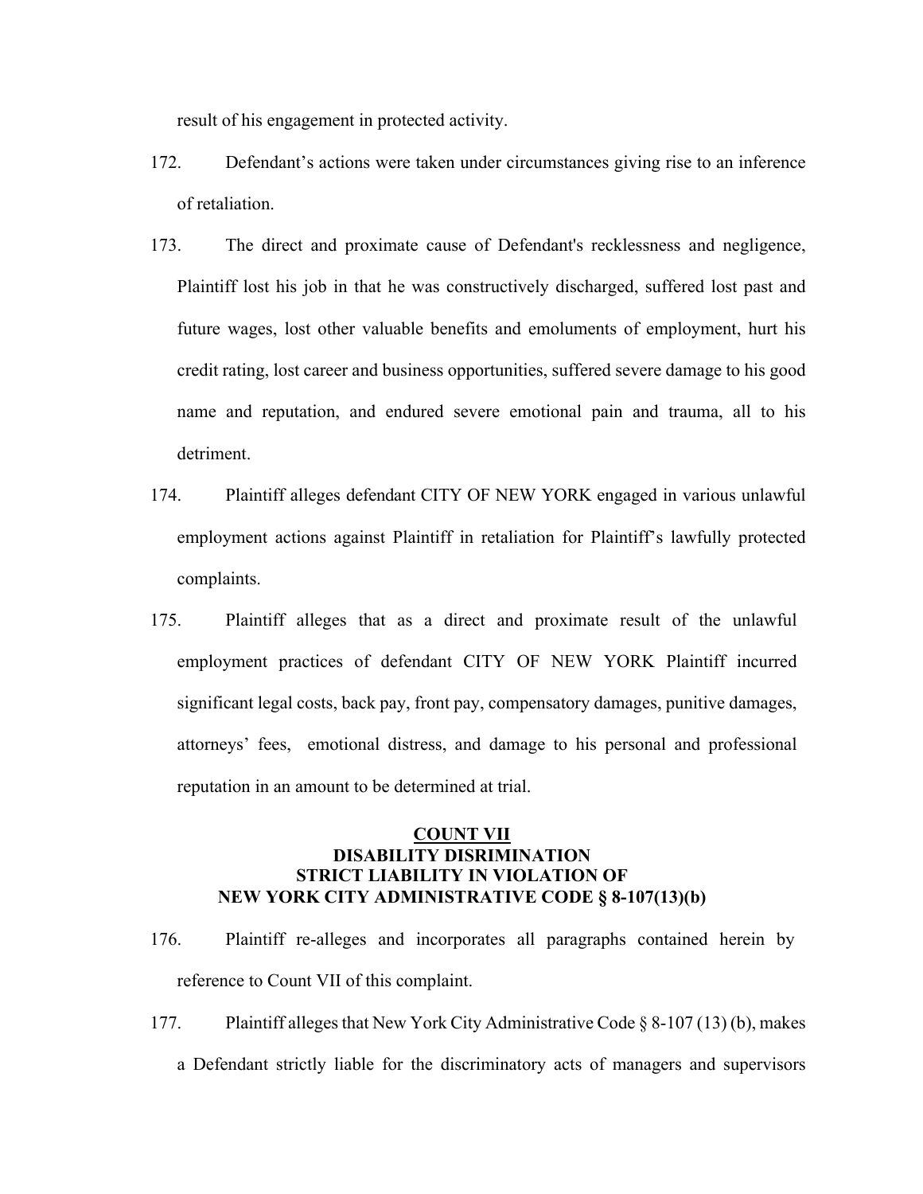result of his engagement in protected activity.

172. Defendant's actions were taken under circumstances giving rise to an inference of retaliation.

173. The direct and proximate cause of Defendant's recklessness and negligence, Plaintiff lost his job in that he was constructively discharged, suffered lost past and future wages, lost other valuable benefits and emoluments of employment, hurt his credit rating, lost career and business opportunities, suffered severe damage to his good name and reputation, and endured severe emotional pain and trauma, all to his detriment.

174. Plaintiff alleges defendant CITY OF NEW YORK engaged in various unlawful employment actions against Plaintiff in retaliation for Plaintiff's lawfully protected complaints.

175. Plaintiff alleges that as a direct and proximate result of the unlawful employment practices of defendant CITY OF NEW YORK Plaintiff incurred significant legal costs, back pay, front pay, compensatory damages, punitive damages, attorneys' fees, emotional distress, and damage to his personal and professional reputation in an amount to be determined at trial.

## COUNT VII
## DISABILITY DISRIMINATION
## STRICT LIABILITY IN VIOLATION OF
## NEW YORK CITY ADMINISTRATIVE CODE § 8-107(13)(b)

176. Plaintiff re-alleges and incorporates all paragraphs contained herein by reference to Count VII of this complaint.

177. Plaintiff alleges that New York City Administrative Code § 8-107 (13) (b), makes a Defendant strictly liable for the discriminatory acts of managers and supervisors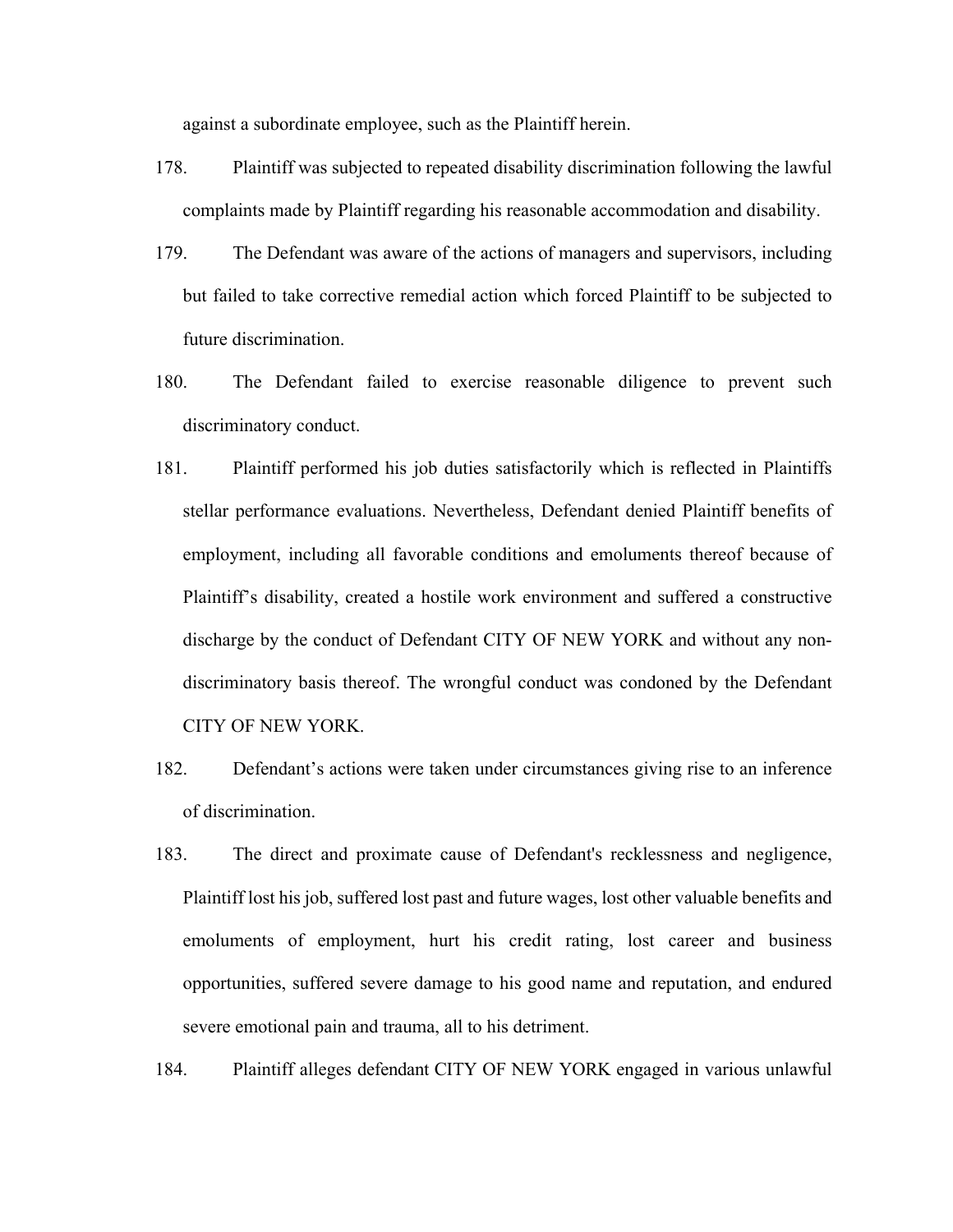against a subordinate employee, such as the Plaintiff herein.

178. Plaintiff was subjected to repeated disability discrimination following the lawful complaints made by Plaintiff regarding his reasonable accommodation and disability.

179. The Defendant was aware of the actions of managers and supervisors, including but failed to take corrective remedial action which forced Plaintiff to be subjected to future discrimination.

180. The Defendant failed to exercise reasonable diligence to prevent such discriminatory conduct.

181. Plaintiff performed his job duties satisfactorily which is reflected in Plaintiffs stellar performance evaluations. Nevertheless, Defendant denied Plaintiff benefits of employment, including all favorable conditions and emoluments thereof because of Plaintiff's disability, created a hostile work environment and suffered a constructive discharge by the conduct of Defendant CITY OF NEW YORK and without any non-discriminatory basis thereof. The wrongful conduct was condoned by the Defendant CITY OF NEW YORK.

182. Defendant's actions were taken under circumstances giving rise to an inference of discrimination.

183. The direct and proximate cause of Defendant's recklessness and negligence, Plaintiff lost his job, suffered lost past and future wages, lost other valuable benefits and emoluments of employment, hurt his credit rating, lost career and business opportunities, suffered severe damage to his good name and reputation, and endured severe emotional pain and trauma, all to his detriment.

184. Plaintiff alleges defendant CITY OF NEW YORK engaged in various unlawful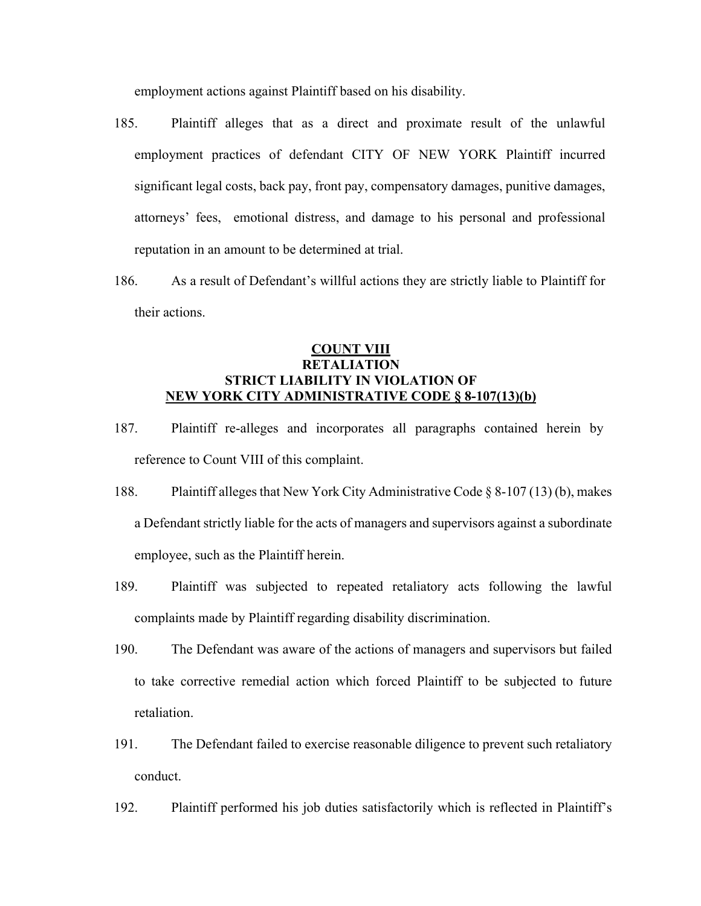employment actions against Plaintiff based on his disability.

185. Plaintiff alleges that as a direct and proximate result of the unlawful employment practices of defendant CITY OF NEW YORK Plaintiff incurred significant legal costs, back pay, front pay, compensatory damages, punitive damages, attorneys' fees, emotional distress, and damage to his personal and professional reputation in an amount to be determined at trial.

186. As a result of Defendant's willful actions they are strictly liable to Plaintiff for their actions.

**COUNT VIII**
**RETALIATION**
**STRICT LIABILITY IN VIOLATION OF**
**NEW YORK CITY ADMINISTRATIVE CODE § 8-107(13)(b)**

187. Plaintiff re-alleges and incorporates all paragraphs contained herein by reference to Count VIII of this complaint.

188. Plaintiff alleges that New York City Administrative Code § 8-107 (13) (b), makes a Defendant strictly liable for the acts of managers and supervisors against a subordinate employee, such as the Plaintiff herein.

189. Plaintiff was subjected to repeated retaliatory acts following the lawful complaints made by Plaintiff regarding disability discrimination.

190. The Defendant was aware of the actions of managers and supervisors but failed to take corrective remedial action which forced Plaintiff to be subjected to future retaliation.

191. The Defendant failed to exercise reasonable diligence to prevent such retaliatory conduct.

192. Plaintiff performed his job duties satisfactorily which is reflected in Plaintiff's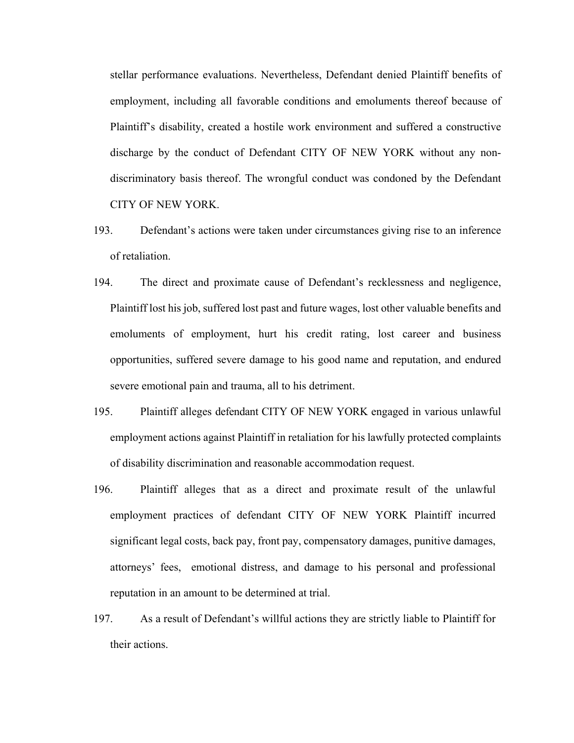stellar performance evaluations. Nevertheless, Defendant denied Plaintiff benefits of employment, including all favorable conditions and emoluments thereof because of Plaintiff's disability, created a hostile work environment and suffered a constructive discharge by the conduct of Defendant CITY OF NEW YORK without any non-discriminatory basis thereof. The wrongful conduct was condoned by the Defendant CITY OF NEW YORK.

193. Defendant's actions were taken under circumstances giving rise to an inference of retaliation.

194. The direct and proximate cause of Defendant's recklessness and negligence, Plaintiff lost his job, suffered lost past and future wages, lost other valuable benefits and emoluments of employment, hurt his credit rating, lost career and business opportunities, suffered severe damage to his good name and reputation, and endured severe emotional pain and trauma, all to his detriment.

195. Plaintiff alleges defendant CITY OF NEW YORK engaged in various unlawful employment actions against Plaintiff in retaliation for his lawfully protected complaints of disability discrimination and reasonable accommodation request.

196. Plaintiff alleges that as a direct and proximate result of the unlawful employment practices of defendant CITY OF NEW YORK Plaintiff incurred significant legal costs, back pay, front pay, compensatory damages, punitive damages, attorneys' fees, emotional distress, and damage to his personal and professional reputation in an amount to be determined at trial.

197. As a result of Defendant's willful actions they are strictly liable to Plaintiff for their actions.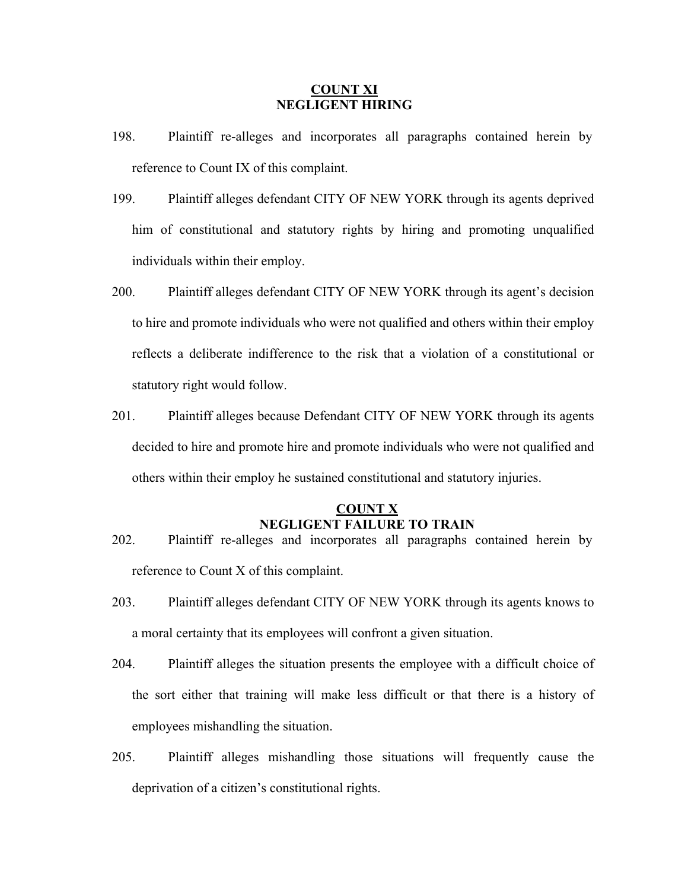**COUNT XI**
**NEGLIGENT HIRING**

198. Plaintiff re-alleges and incorporates all paragraphs contained herein by reference to Count IX of this complaint.

199. Plaintiff alleges defendant CITY OF NEW YORK through its agents deprived him of constitutional and statutory rights by hiring and promoting unqualified individuals within their employ.

200. Plaintiff alleges defendant CITY OF NEW YORK through its agent's decision to hire and promote individuals who were not qualified and others within their employ reflects a deliberate indifference to the risk that a violation of a constitutional or statutory right would follow.

201. Plaintiff alleges because Defendant CITY OF NEW YORK through its agents decided to hire and promote hire and promote individuals who were not qualified and others within their employ he sustained constitutional and statutory injuries.

**COUNT X**
**NEGLIGENT FAILURE TO TRAIN**

202. Plaintiff re-alleges and incorporates all paragraphs contained herein by reference to Count X of this complaint.

203. Plaintiff alleges defendant CITY OF NEW YORK through its agents knows to a moral certainty that its employees will confront a given situation.

204. Plaintiff alleges the situation presents the employee with a difficult choice of the sort either that training will make less difficult or that there is a history of employees mishandling the situation.

205. Plaintiff alleges mishandling those situations will frequently cause the deprivation of a citizen's constitutional rights.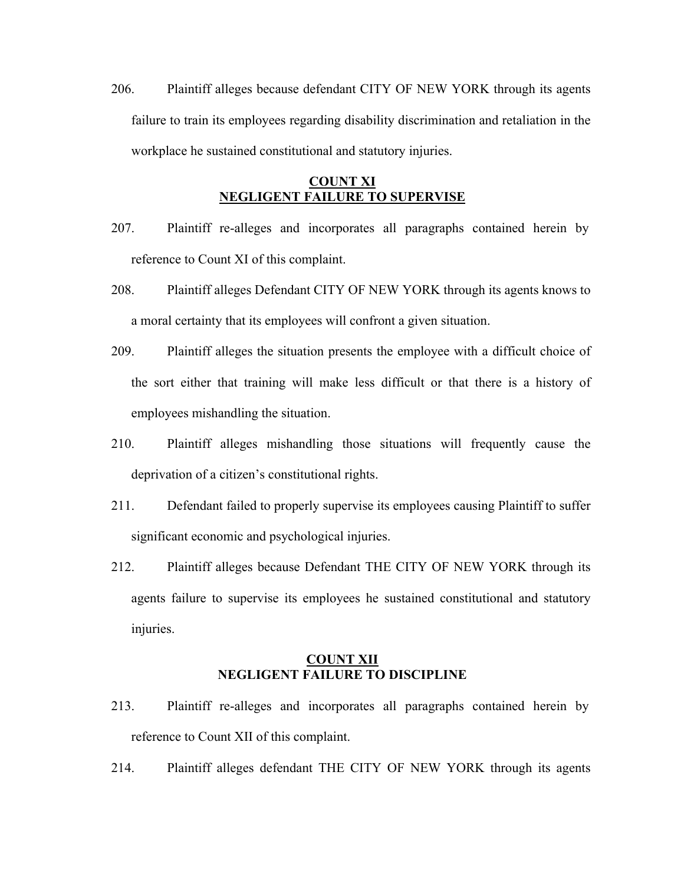206. Plaintiff alleges because defendant CITY OF NEW YORK through its agents failure to train its employees regarding disability discrimination and retaliation in the workplace he sustained constitutional and statutory injuries.

## COUNT XI
## NEGLIGENT FAILURE TO SUPERVISE

207. Plaintiff re-alleges and incorporates all paragraphs contained herein by reference to Count XI of this complaint.

208. Plaintiff alleges Defendant CITY OF NEW YORK through its agents knows to a moral certainty that its employees will confront a given situation.

209. Plaintiff alleges the situation presents the employee with a difficult choice of the sort either that training will make less difficult or that there is a history of employees mishandling the situation.

210. Plaintiff alleges mishandling those situations will frequently cause the deprivation of a citizen's constitutional rights.

211. Defendant failed to properly supervise its employees causing Plaintiff to suffer significant economic and psychological injuries.

212. Plaintiff alleges because Defendant THE CITY OF NEW YORK through its agents failure to supervise its employees he sustained constitutional and statutory injuries.

## COUNT XII
## NEGLIGENT FAILURE TO DISCIPLINE

213. Plaintiff re-alleges and incorporates all paragraphs contained herein by reference to Count XII of this complaint.

214. Plaintiff alleges defendant THE CITY OF NEW YORK through its agents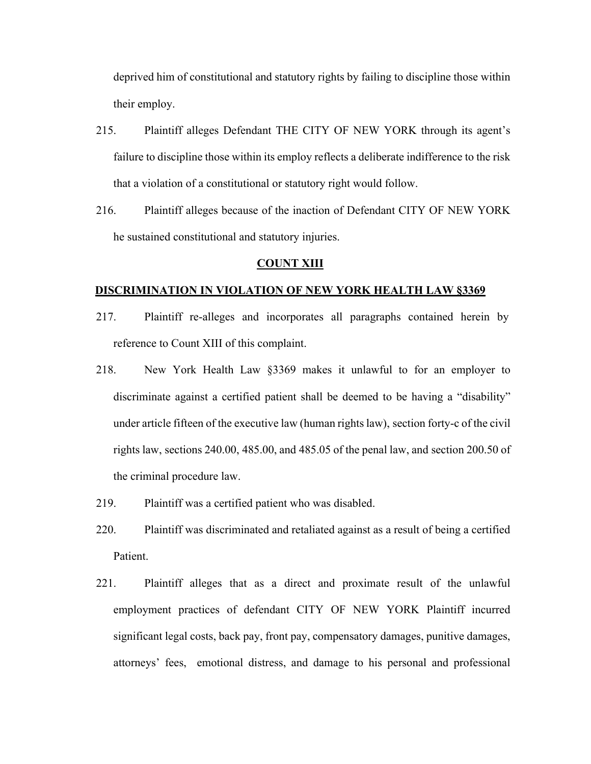deprived him of constitutional and statutory rights by failing to discipline those within their employ.

215. Plaintiff alleges Defendant THE CITY OF NEW YORK through its agent's failure to discipline those within its employ reflects a deliberate indifference to the risk that a violation of a constitutional or statutory right would follow.

216. Plaintiff alleges because of the inaction of Defendant CITY OF NEW YORK he sustained constitutional and statutory injuries.

**COUNT XIII**

**DISCRIMINATION IN VIOLATION OF NEW YORK HEALTH LAW §3369**

217. Plaintiff re-alleges and incorporates all paragraphs contained herein by reference to Count XIII of this complaint.

218. New York Health Law §3369 makes it unlawful to for an employer to discriminate against a certified patient shall be deemed to be having a "disability" under article fifteen of the executive law (human rights law), section forty-c of the civil rights law, sections 240.00, 485.00, and 485.05 of the penal law, and section 200.50 of the criminal procedure law.

219. Plaintiff was a certified patient who was disabled.

220. Plaintiff was discriminated and retaliated against as a result of being a certified Patient.

221. Plaintiff alleges that as a direct and proximate result of the unlawful employment practices of defendant CITY OF NEW YORK Plaintiff incurred significant legal costs, back pay, front pay, compensatory damages, punitive damages, attorneys' fees, emotional distress, and damage to his personal and professional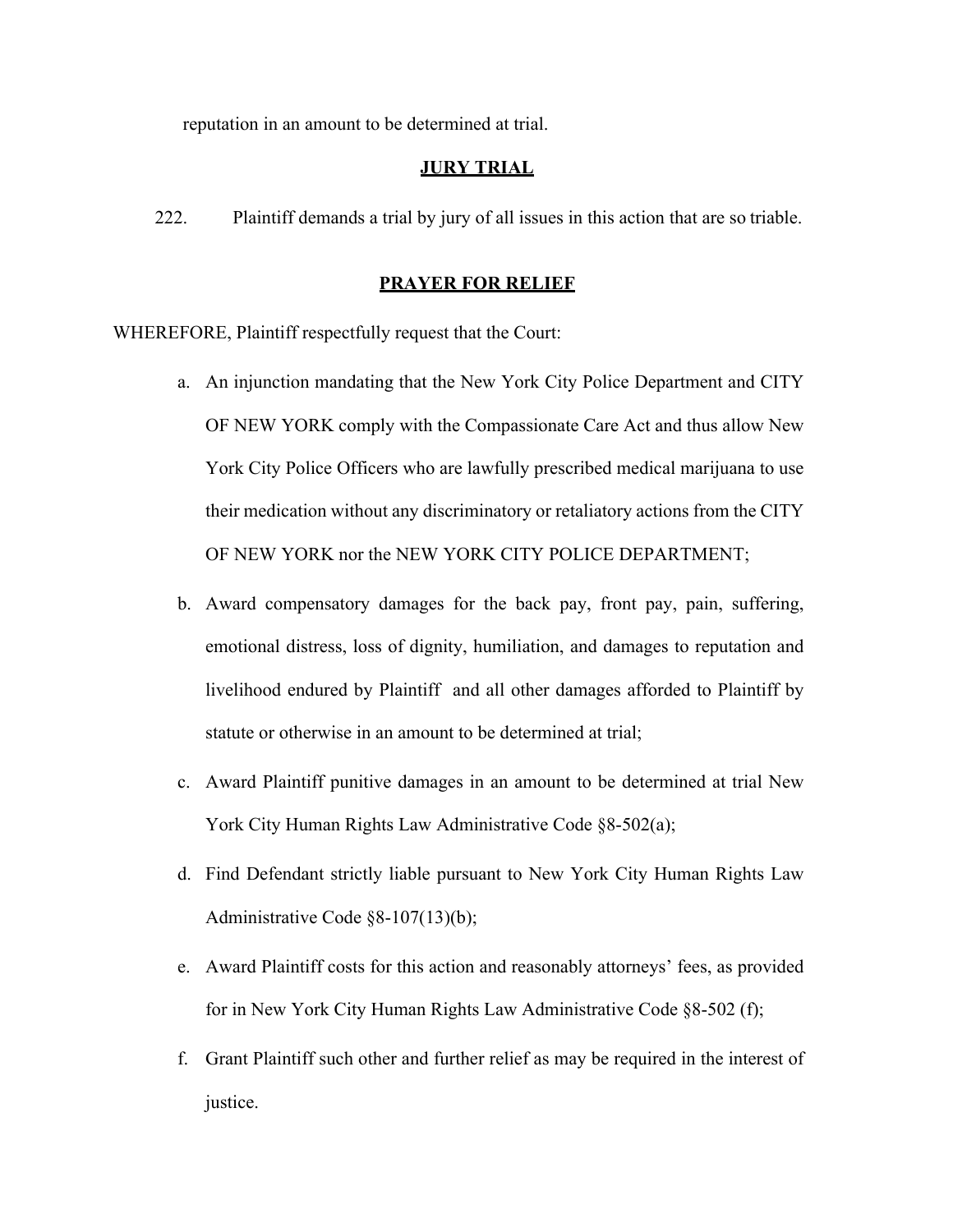reputation in an amount to be determined at trial.

## JURY TRIAL

222. Plaintiff demands a trial by jury of all issues in this action that are so triable.

## PRAYER FOR RELIEF

WHEREFORE, Plaintiff respectfully request that the Court:

a. An injunction mandating that the New York City Police Department and CITY OF NEW YORK comply with the Compassionate Care Act and thus allow New York City Police Officers who are lawfully prescribed medical marijuana to use their medication without any discriminatory or retaliatory actions from the CITY OF NEW YORK nor the NEW YORK CITY POLICE DEPARTMENT;

b. Award compensatory damages for the back pay, front pay, pain, suffering, emotional distress, loss of dignity, humiliation, and damages to reputation and livelihood endured by Plaintiff and all other damages afforded to Plaintiff by statute or otherwise in an amount to be determined at trial;

c. Award Plaintiff punitive damages in an amount to be determined at trial New York City Human Rights Law Administrative Code §8-502(a);

d. Find Defendant strictly liable pursuant to New York City Human Rights Law Administrative Code §8-107(13)(b);

e. Award Plaintiff costs for this action and reasonably attorneys' fees, as provided for in New York City Human Rights Law Administrative Code §8-502 (f);

f. Grant Plaintiff such other and further relief as may be required in the interest of justice.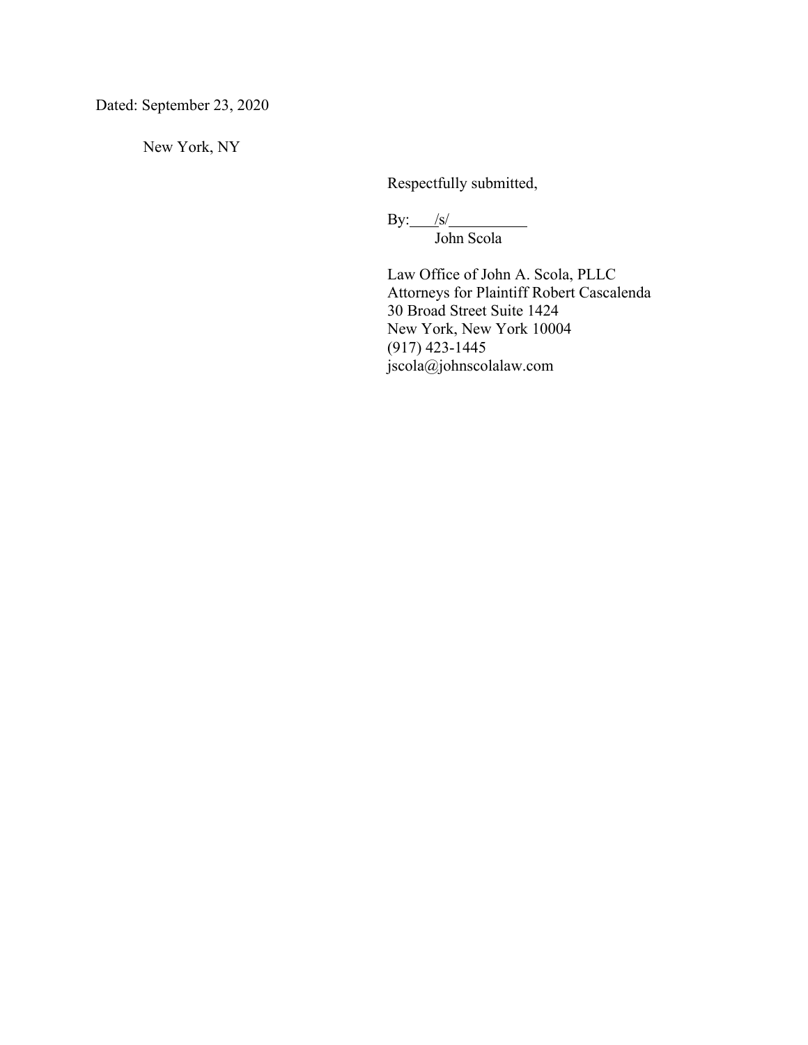Dated: September 23, 2020

New York, NY

Respectfully submitted,

By: /s/
John Scola

Law Office of John A. Scola, PLLC
Attorneys for Plaintiff Robert Cascalenda
30 Broad Street Suite 1424
New York, New York 10004
(917) 423-1445
jscola@johnscolalaw.com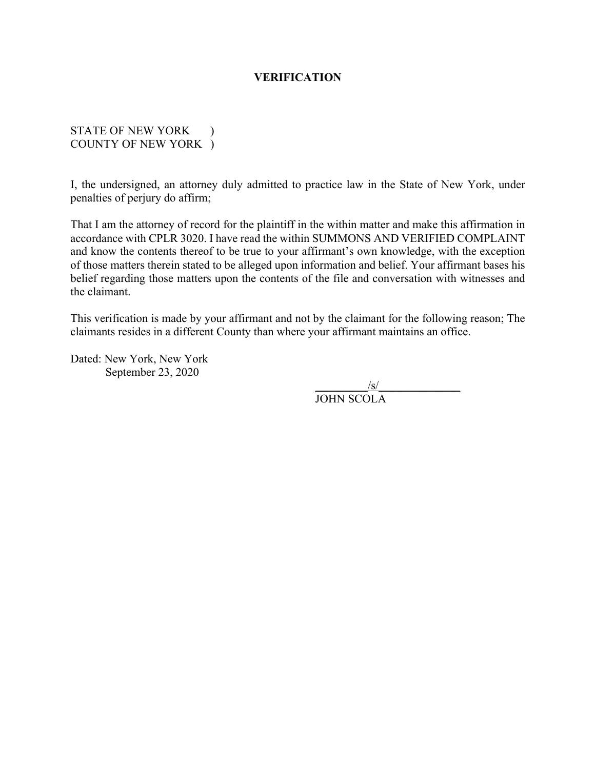# VERIFICATION

STATE OF NEW YORK )
COUNTY OF NEW YORK )

I, the undersigned, an attorney duly admitted to practice law in the State of New York, under penalties of perjury do affirm;

That I am the attorney of record for the plaintiff in the within matter and make this affirmation in accordance with CPLR 3020. I have read the within SUMMONS AND VERIFIED COMPLAINT and know the contents thereof to be true to your affirmant's own knowledge, with the exception of those matters therein stated to be alleged upon information and belief. Your affirmant bases his belief regarding those matters upon the contents of the file and conversation with witnesses and the claimant.

This verification is made by your affirmant and not by the claimant for the following reason; The claimants resides in a different County than where your affirmant maintains an office.

Dated: New York, New York
September 23, 2020

/s/
JOHN SCOLA